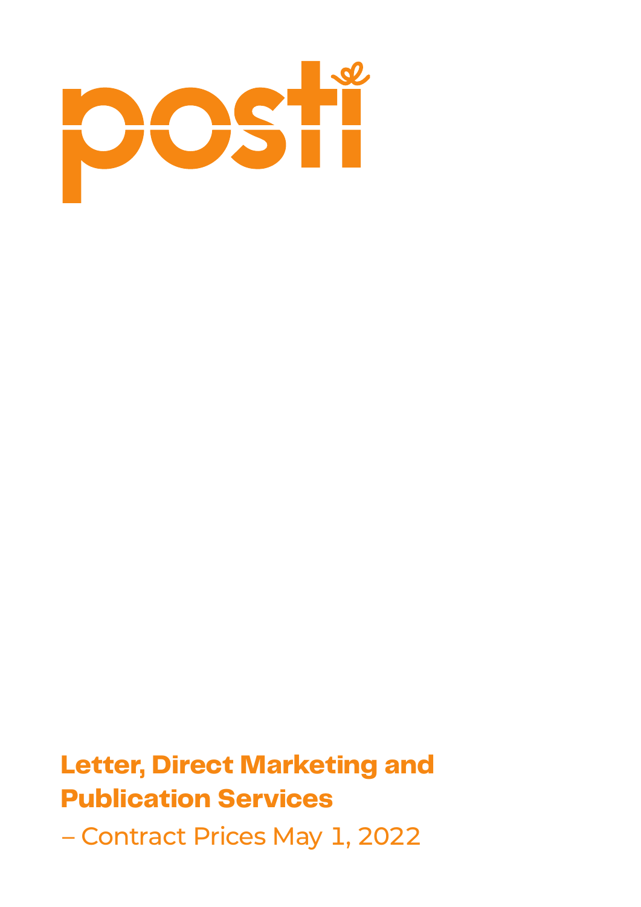posti

# Letter, Direct Marketing and Publication Services

– Contract Prices May 1, 2022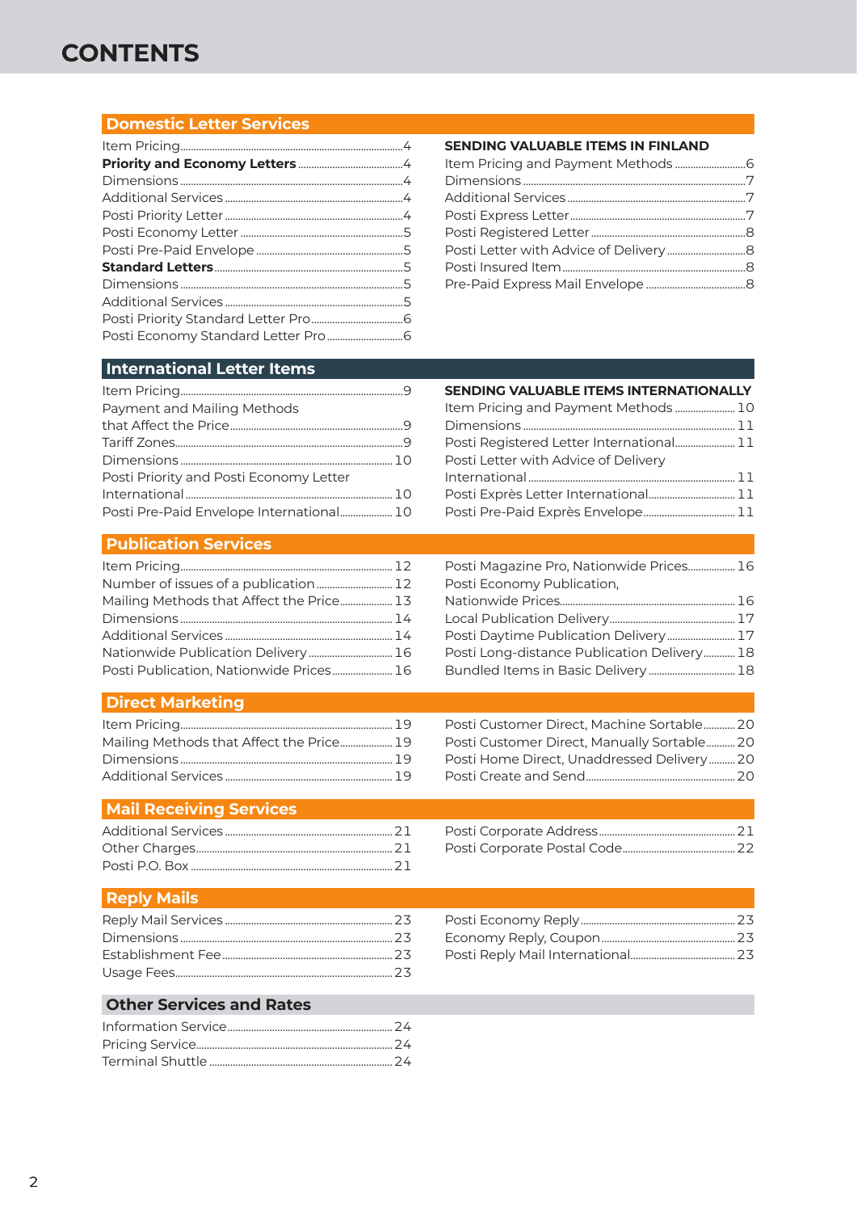# CONTENTS

## Domestic Letter Services

- Item Pricing ... 4
- **Priority and Economy Letters** ... 4
- Dimensions ... 4
- Additional Services ... 4
- Posti Priority Letter ... 4
- Posti Economy Letter ... 5
- Posti Pre-Paid Envelope ... 5
- **Standard Letters** ... 5
- Dimensions ... 5
- Additional Services ... 5
- Posti Priority Standard Letter Pro ... 6
- Posti Economy Standard Letter Pro ... 6

**SENDING VALUABLE ITEMS IN FINLAND**

- Item Pricing and Payment Methods ... 6
- Dimensions ... 7
- Additional Services ... 7
- Posti Express Letter ... 7
- Posti Registered Letter ... 8
- Posti Letter with Advice of Delivery ... 8
- Posti Insured Item ... 8
- Pre-Paid Express Mail Envelope ... 8

## International Letter Items

- Item Pricing ... 9
- Payment and Mailing Methods that Affect the Price ... 9
- Tariff Zones ... 9
- Dimensions ... 10
- Posti Priority and Posti Economy Letter International ... 10
- Posti Pre-Paid Envelope International ... 10

**SENDING VALUABLE ITEMS INTERNATIONALLY**

- Item Pricing and Payment Methods ... 10
- Dimensions ... 11
- Posti Registered Letter International ... 11
- Posti Letter with Advice of Delivery International ... 11
- Posti Exprès Letter International ... 11
- Posti Pre-Paid Exprès Envelope ... 11

## Publication Services

- Item Pricing ... 12
- Number of issues of a publication ... 12
- Mailing Methods that Affect the Price ... 13
- Dimensions ... 14
- Additional Services ... 14
- Nationwide Publication Delivery ... 16
- Posti Publication, Nationwide Prices ... 16
- Posti Magazine Pro, Nationwide Prices ... 16
- Posti Economy Publication, Nationwide Prices ... 16
- Local Publication Delivery ... 17
- Posti Daytime Publication Delivery ... 17
- Posti Long-distance Publication Delivery ... 18
- Bundled Items in Basic Delivery ... 18

## Direct Marketing

- Item Pricing ... 19
- Mailing Methods that Affect the Price ... 19
- Dimensions ... 19
- Additional Services ... 19
- Posti Customer Direct, Machine Sortable ... 20
- Posti Customer Direct, Manually Sortable ... 20
- Posti Home Direct, Unaddressed Delivery ... 20
- Posti Create and Send ... 20

## Mail Receiving Services

- Additional Services ... 21
- Other Charges ... 21
- Posti P.O. Box ... 21
- Posti Corporate Address ... 21
- Posti Corporate Postal Code ... 22

## Reply Mails

- Reply Mail Services ... 23
- Dimensions ... 23
- Establishment Fee ... 23
- Usage Fees ... 23
- Posti Economy Reply ... 23
- Economy Reply, Coupon ... 23
- Posti Reply Mail International ... 23

## Other Services and Rates

- Information Service ... 24
- Pricing Service ... 24
- Terminal Shuttle ... 24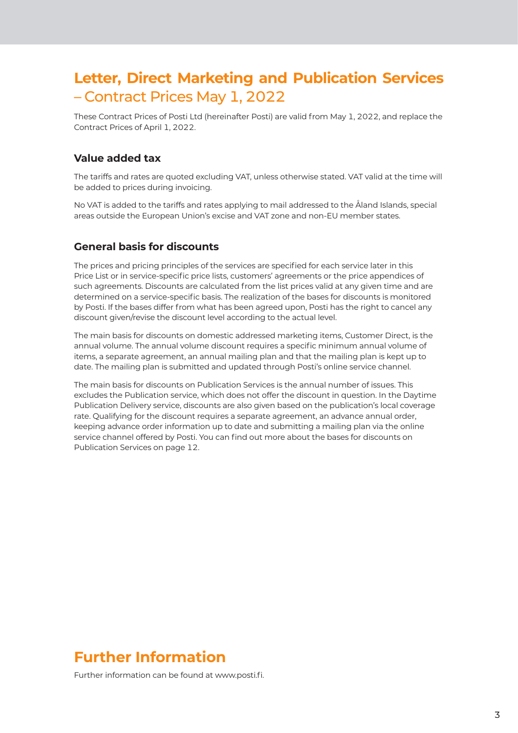# Letter, Direct Marketing and Publication Services – Contract Prices May 1, 2022

These Contract Prices of Posti Ltd (hereinafter Posti) are valid from May 1, 2022, and replace the Contract Prices of April 1, 2022.

## Value added tax

The tariffs and rates are quoted excluding VAT, unless otherwise stated. VAT valid at the time will be added to prices during invoicing.

No VAT is added to the tariffs and rates applying to mail addressed to the Åland Islands, special areas outside the European Union's excise and VAT zone and non-EU member states.

## General basis for discounts

The prices and pricing principles of the services are specified for each service later in this Price List or in service-specific price lists, customers' agreements or the price appendices of such agreements. Discounts are calculated from the list prices valid at any given time and are determined on a service-specific basis. The realization of the bases for discounts is monitored by Posti. If the bases differ from what has been agreed upon, Posti has the right to cancel any discount given/revise the discount level according to the actual level.

The main basis for discounts on domestic addressed marketing items, Customer Direct, is the annual volume. The annual volume discount requires a specific minimum annual volume of items, a separate agreement, an annual mailing plan and that the mailing plan is kept up to date. The mailing plan is submitted and updated through Posti's online service channel.

The main basis for discounts on Publication Services is the annual number of issues. This excludes the Publication service, which does not offer the discount in question. In the Daytime Publication Delivery service, discounts are also given based on the publication's local coverage rate. Qualifying for the discount requires a separate agreement, an advance annual order, keeping advance order information up to date and submitting a mailing plan via the online service channel offered by Posti. You can find out more about the bases for discounts on Publication Services on page 12.

# Further Information

Further information can be found at www.posti.fi.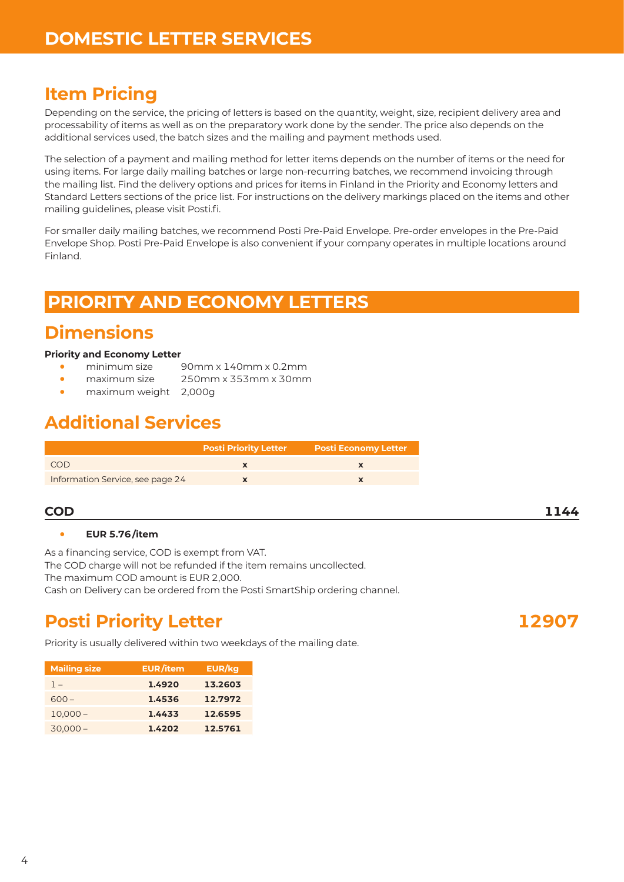# DOMESTIC LETTER SERVICES

## Item Pricing

Depending on the service, the pricing of letters is based on the quantity, weight, size, recipient delivery area and processability of items as well as on the preparatory work done by the sender. The price also depends on the additional services used, the batch sizes and the mailing and payment methods used.

The selection of a payment and mailing method for letter items depends on the number of items or the need for using items. For large daily mailing batches or large non-recurring batches, we recommend invoicing through the mailing list. Find the delivery options and prices for items in Finland in the Priority and Economy letters and Standard Letters sections of the price list. For instructions on the delivery markings placed on the items and other mailing guidelines, please visit Posti.fi.

For smaller daily mailing batches, we recommend Posti Pre-Paid Envelope. Pre-order envelopes in the Pre-Paid Envelope Shop. Posti Pre-Paid Envelope is also convenient if your company operates in multiple locations around Finland.

# PRIORITY AND ECONOMY LETTERS

## Dimensions

**Priority and Economy Letter**

- minimum size 90mm x 140mm x 0.2mm
- maximum size 250mm x 353mm x 30mm
- maximum weight 2,000g

## Additional Services

| | Posti Priority Letter | Posti Economy Letter |
|---|---|---|
| COD | x | x |
| Information Service, see page 24 | x | x |

### COD 1144

- **EUR 5.76/item**

As a financing service, COD is exempt from VAT.
The COD charge will not be refunded if the item remains uncollected.
The maximum COD amount is EUR 2,000.
Cash on Delivery can be ordered from the Posti SmartShip ordering channel.

## Posti Priority Letter 12907

Priority is usually delivered within two weekdays of the mailing date.

| Mailing size | EUR/item | EUR/kg |
|---|---|---|
| 1 – | **1.4920** | **13.2603** |
| 600 – | **1.4536** | **12.7972** |
| 10,000 – | **1.4433** | **12.6595** |
| 30,000 – | **1.4202** | **12.5761** |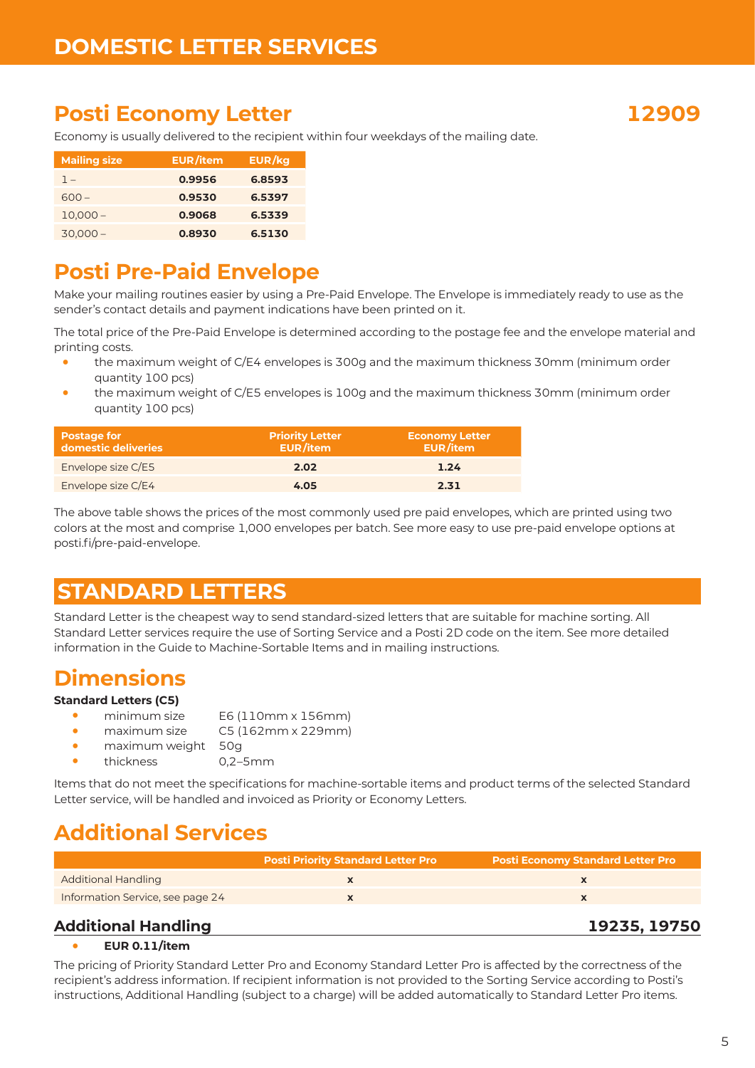# DOMESTIC LETTER SERVICES

## Posti Economy Letter 12909

Economy is usually delivered to the recipient within four weekdays of the mailing date.

| Mailing size | EUR/item | EUR/kg |
|---|---|---|
| 1 – | **0.9956** | **6.8593** |
| 600 – | **0.9530** | **6.5397** |
| 10,000 – | **0.9068** | **6.5339** |
| 30,000 – | **0.8930** | **6.5130** |

## Posti Pre-Paid Envelope

Make your mailing routines easier by using a Pre-Paid Envelope. The Envelope is immediately ready to use as the sender's contact details and payment indications have been printed on it.

The total price of the Pre-Paid Envelope is determined according to the postage fee and the envelope material and printing costs.

- the maximum weight of C/E4 envelopes is 300g and the maximum thickness 30mm (minimum order quantity 100 pcs)
- the maximum weight of C/E5 envelopes is 100g and the maximum thickness 30mm (minimum order quantity 100 pcs)

| Postage for domestic deliveries | Priority Letter EUR/item | Economy Letter EUR/item |
|---|---|---|
| Envelope size C/E5 | **2.02** | **1.24** |
| Envelope size C/E4 | **4.05** | **2.31** |

The above table shows the prices of the most commonly used pre paid envelopes, which are printed using two colors at the most and comprise 1,000 envelopes per batch. See more easy to use pre-paid envelope options at posti.fi/pre-paid-envelope.

# STANDARD LETTERS

Standard Letter is the cheapest way to send standard-sized letters that are suitable for machine sorting. All Standard Letter services require the use of Sorting Service and a Posti 2D code on the item. See more detailed information in the Guide to Machine-Sortable Items and in mailing instructions.

## Dimensions

**Standard Letters (C5)**

- minimum size E6 (110mm x 156mm)
- maximum size C5 (162mm x 229mm)
- maximum weight 50g
- thickness 0,2–5mm

Items that do not meet the specifications for machine-sortable items and product terms of the selected Standard Letter service, will be handled and invoiced as Priority or Economy Letters.

## Additional Services

| | Posti Priority Standard Letter Pro | Posti Economy Standard Letter Pro |
|---|---|---|
| Additional Handling | x | x |
| Information Service, see page 24 | x | x |

### Additional Handling 19235, 19750

- **EUR 0.11/item**

The pricing of Priority Standard Letter Pro and Economy Standard Letter Pro is affected by the correctness of the recipient's address information. If recipient information is not provided to the Sorting Service according to Posti's instructions, Additional Handling (subject to a charge) will be added automatically to Standard Letter Pro items.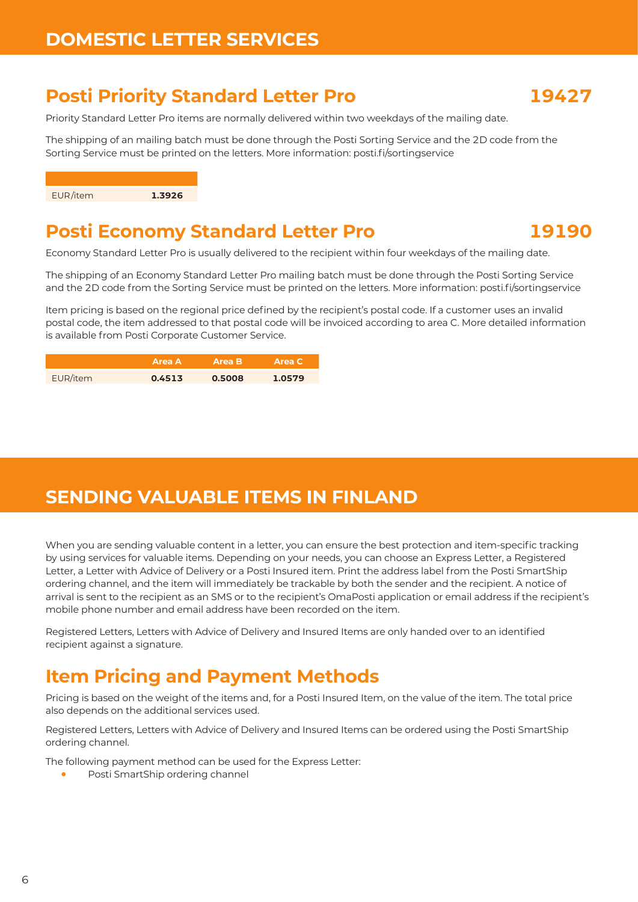# DOMESTIC LETTER SERVICES

## Posti Priority Standard Letter Pro 19427

Priority Standard Letter Pro items are normally delivered within two weekdays of the mailing date.

The shipping of an mailing batch must be done through the Posti Sorting Service and the 2D code from the Sorting Service must be printed on the letters. More information: posti.fi/sortingservice

| | |
|---|---|
| EUR/item | **1.3926** |

## Posti Economy Standard Letter Pro 19190

Economy Standard Letter Pro is usually delivered to the recipient within four weekdays of the mailing date.

The shipping of an Economy Standard Letter Pro mailing batch must be done through the Posti Sorting Service and the 2D code from the Sorting Service must be printed on the letters. More information: posti.fi/sortingservice

Item pricing is based on the regional price defined by the recipient's postal code. If a customer uses an invalid postal code, the item addressed to that postal code will be invoiced according to area C. More detailed information is available from Posti Corporate Customer Service.

| | Area A | Area B | Area C |
|---|---|---|---|
| EUR/item | **0.4513** | **0.5008** | **1.0579** |

# SENDING VALUABLE ITEMS IN FINLAND

When you are sending valuable content in a letter, you can ensure the best protection and item-specific tracking by using services for valuable items. Depending on your needs, you can choose an Express Letter, a Registered Letter, a Letter with Advice of Delivery or a Posti Insured item. Print the address label from the Posti SmartShip ordering channel, and the item will immediately be trackable by both the sender and the recipient. A notice of arrival is sent to the recipient as an SMS or to the recipient's OmaPosti application or email address if the recipient's mobile phone number and email address have been recorded on the item.

Registered Letters, Letters with Advice of Delivery and Insured Items are only handed over to an identified recipient against a signature.

## Item Pricing and Payment Methods

Pricing is based on the weight of the items and, for a Posti Insured Item, on the value of the item. The total price also depends on the additional services used.

Registered Letters, Letters with Advice of Delivery and Insured Items can be ordered using the Posti SmartShip ordering channel.

The following payment method can be used for the Express Letter:

- Posti SmartShip ordering channel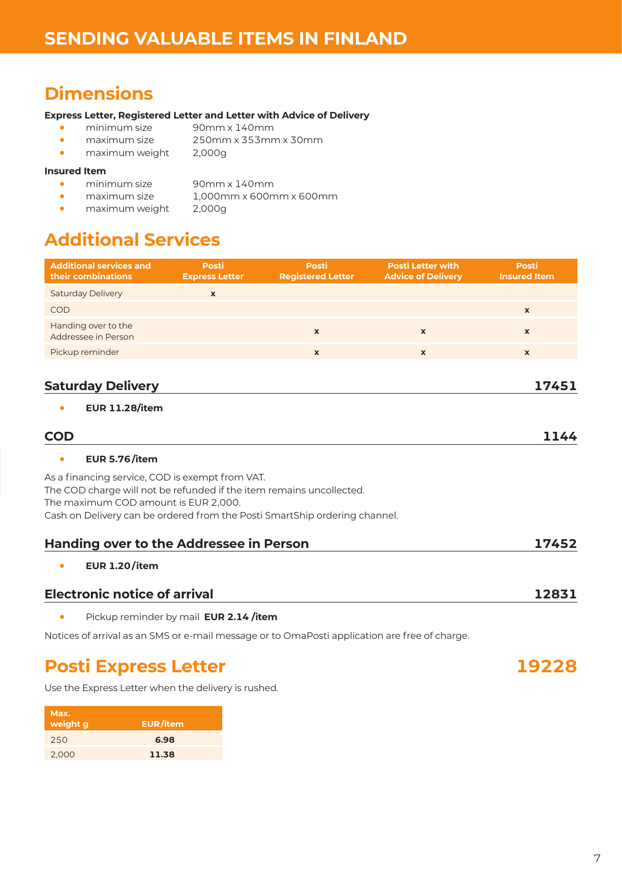# SENDING VALUABLE ITEMS IN FINLAND

## Dimensions

**Express Letter, Registered Letter and Letter with Advice of Delivery**

- minimum size 90mm x 140mm
- maximum size 250mm x 353mm x 30mm
- maximum weight 2,000g

**Insured Item**

- minimum size 90mm x 140mm
- maximum size 1,000mm x 600mm x 600mm
- maximum weight 2,000g

## Additional Services

| Additional services and their combinations | Posti Express Letter | Posti Registered Letter | Posti Letter with Advice of Delivery | Posti Insured Item |
|---|---|---|---|---|
| Saturday Delivery | x | | | |
| COD | | | | x |
| Handing over to the Addressee in Person | | x | x | x |
| Pickup reminder | | x | x | x |

### Saturday Delivery 17451

- **EUR 11.28/item**

### COD 1144

- **EUR 5.76/item**

As a financing service, COD is exempt from VAT.
The COD charge will not be refunded if the item remains uncollected.
The maximum COD amount is EUR 2,000.
Cash on Delivery can be ordered from the Posti SmartShip ordering channel.

### Handing over to the Addressee in Person 17452

- **EUR 1.20/item**

### Electronic notice of arrival 12831

- Pickup reminder by mail **EUR 2.14 /item**

Notices of arrival as an SMS or e-mail message or to OmaPosti application are free of charge.

## Posti Express Letter 19228

Use the Express Letter when the delivery is rushed.

| Max. weight g | EUR/item |
|---|---|
| 250 | **6.98** |
| 2,000 | **11.38** |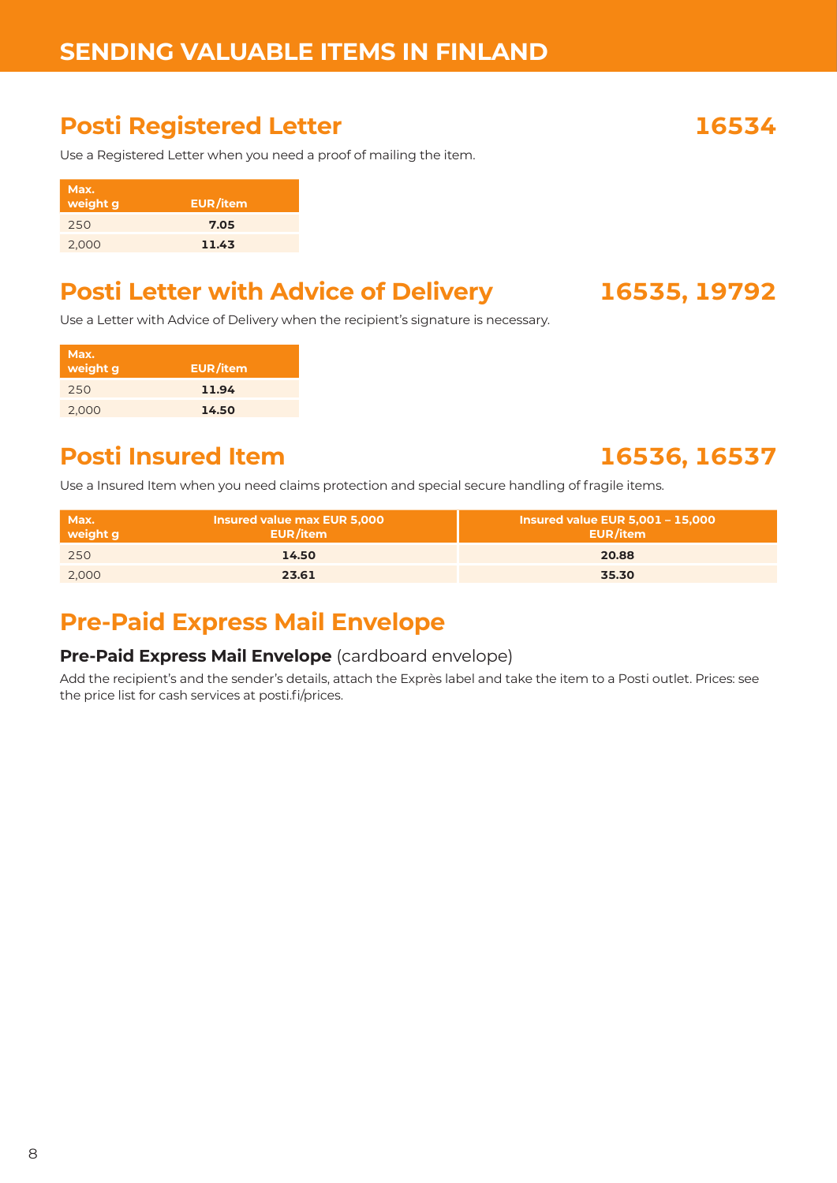# SENDING VALUABLE ITEMS IN FINLAND

## Posti Registered Letter 16534

Use a Registered Letter when you need a proof of mailing the item.

| Max. weight g | EUR/item |
|---|---|
| 250 | **7.05** |
| 2,000 | **11.43** |

## Posti Letter with Advice of Delivery 16535, 19792

Use a Letter with Advice of Delivery when the recipient's signature is necessary.

| Max. weight g | EUR/item |
|---|---|
| 250 | **11.94** |
| 2,000 | **14.50** |

## Posti Insured Item 16536, 16537

Use a Insured Item when you need claims protection and special secure handling of fragile items.

| Max. weight g | Insured value max EUR 5,000 EUR/item | Insured value EUR 5,001 – 15,000 EUR/item |
|---|---|---|
| 250 | **14.50** | **20.88** |
| 2,000 | **23.61** | **35.30** |

## Pre-Paid Express Mail Envelope

**Pre-Paid Express Mail Envelope** (cardboard envelope)

Add the recipient's and the sender's details, attach the Exprès label and take the item to a Posti outlet. Prices: see the price list for cash services at posti.fi/prices.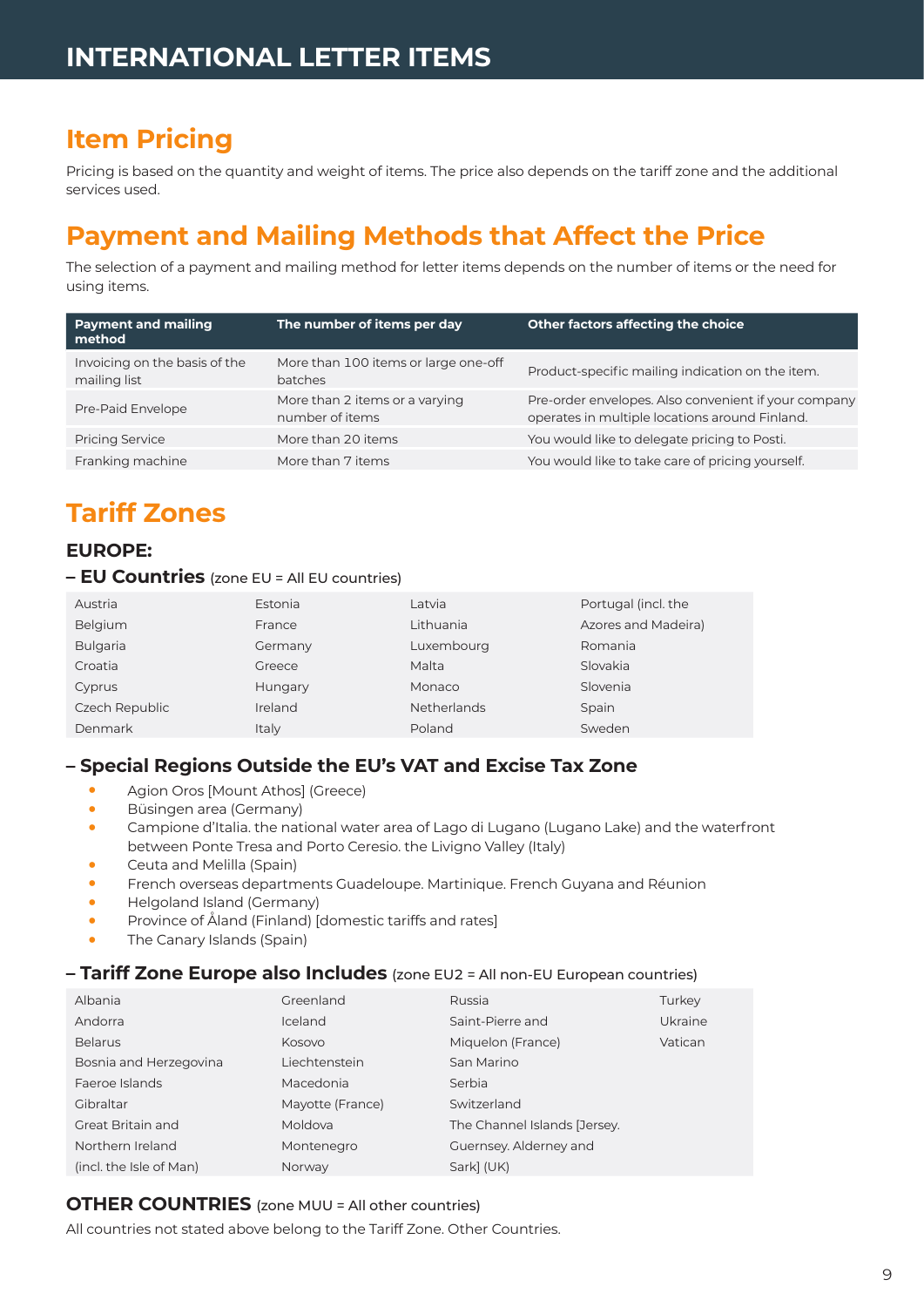# INTERNATIONAL LETTER ITEMS

## Item Pricing

Pricing is based on the quantity and weight of items. The price also depends on the tariff zone and the additional services used.

## Payment and Mailing Methods that Affect the Price

The selection of a payment and mailing method for letter items depends on the number of items or the need for using items.

| Payment and mailing method | The number of items per day | Other factors affecting the choice |
|---|---|---|
| Invoicing on the basis of the mailing list | More than 100 items or large one-off batches | Product-specific mailing indication on the item. |
| Pre-Paid Envelope | More than 2 items or a varying number of items | Pre-order envelopes. Also convenient if your company operates in multiple locations around Finland. |
| Pricing Service | More than 20 items | You would like to delegate pricing to Posti. |
| Franking machine | More than 7 items | You would like to take care of pricing yourself. |

## Tariff Zones

### EUROPE:

### – EU Countries (zone EU = All EU countries)

| | | | |
|---|---|---|---|
| Austria | Estonia | Latvia | Portugal (incl. the Azores and Madeira) |
| Belgium | France | Lithuania | Romania |
| Bulgaria | Germany | Luxembourg | Slovakia |
| Croatia | Greece | Malta | Slovenia |
| Cyprus | Hungary | Monaco | Spain |
| Czech Republic | Ireland | Netherlands | Sweden |
| Denmark | Italy | Poland | |

### – Special Regions Outside the EU's VAT and Excise Tax Zone

- Agion Oros [Mount Athos] (Greece)
- Büsingen area (Germany)
- Campione d'Italia. the national water area of Lago di Lugano (Lugano Lake) and the waterfront between Ponte Tresa and Porto Ceresio. the Livigno Valley (Italy)
- Ceuta and Melilla (Spain)
- French overseas departments Guadeloupe. Martinique. French Guyana and Réunion
- Helgoland Island (Germany)
- Province of Åland (Finland) [domestic tariffs and rates]
- The Canary Islands (Spain)

### – Tariff Zone Europe also Includes (zone EU2 = All non-EU European countries)

| | | | |
|---|---|---|---|
| Albania | Greenland | Russia | Turkey |
| Andorra | Iceland | Saint-Pierre and Miquelon (France) | Ukraine |
| Belarus | Kosovo | San Marino | Vatican |
| Bosnia and Herzegovina | Liechtenstein | Serbia | |
| Faeroe Islands | Macedonia | Switzerland | |
| Gibraltar | Mayotte (France) | The Channel Islands [Jersey. Guernsey. Alderney and Sark] (UK) | |
| Great Britain and Northern Ireland (incl. the Isle of Man) | Moldova | | |
| | Montenegro | | |
| | Norway | | |

### OTHER COUNTRIES (zone MUU = All other countries)

All countries not stated above belong to the Tariff Zone. Other Countries.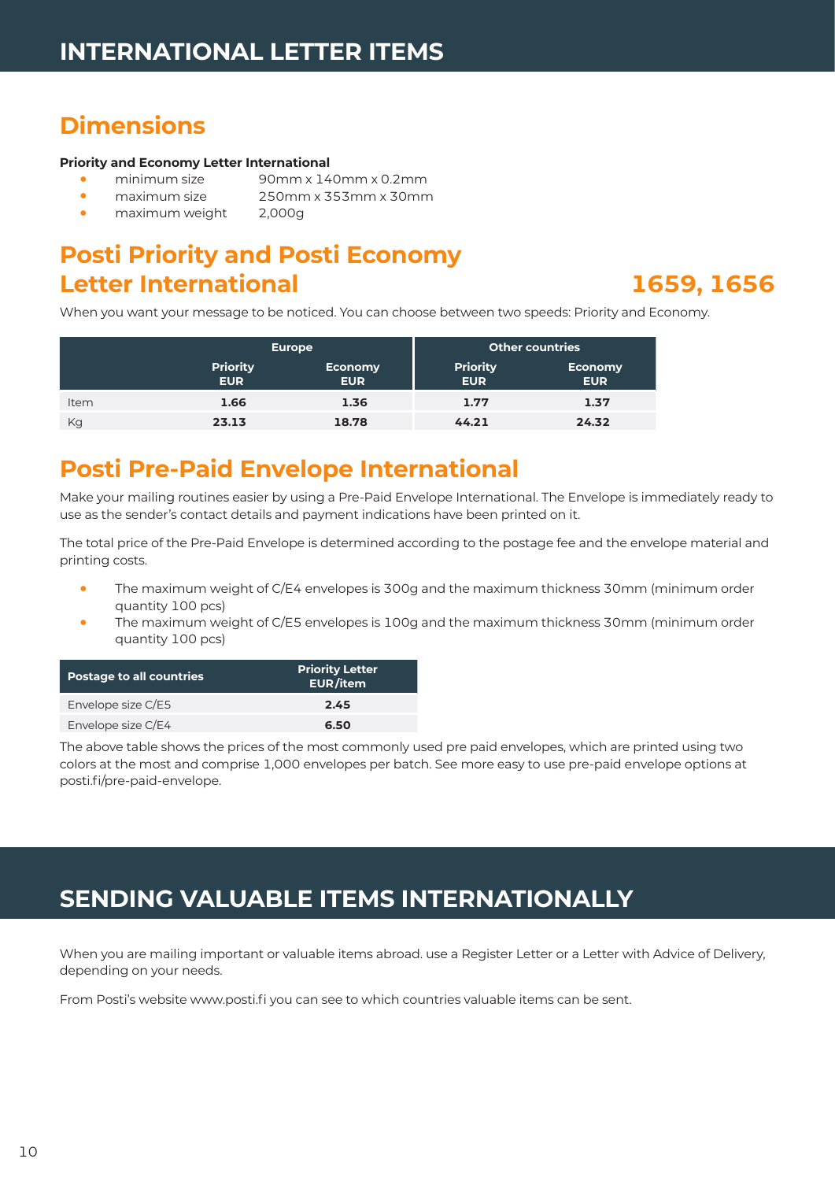# INTERNATIONAL LETTER ITEMS

## Dimensions

**Priority and Economy Letter International**

- minimum size 90mm x 140mm x 0.2mm
- maximum size 250mm x 353mm x 30mm
- maximum weight 2,000g

## Posti Priority and Posti Economy Letter International 1659, 1656

When you want your message to be noticed. You can choose between two speeds: Priority and Economy.

| | Europe | | Other countries | |
|---|---|---|---|---|
| | Priority EUR | Economy EUR | Priority EUR | Economy EUR |
| Item | 1.66 | 1.36 | 1.77 | 1.37 |
| Kg | 23.13 | 18.78 | 44.21 | 24.32 |

## Posti Pre-Paid Envelope International

Make your mailing routines easier by using a Pre-Paid Envelope International. The Envelope is immediately ready to use as the sender's contact details and payment indications have been printed on it.

The total price of the Pre-Paid Envelope is determined according to the postage fee and the envelope material and printing costs.

- The maximum weight of C/E4 envelopes is 300g and the maximum thickness 30mm (minimum order quantity 100 pcs)
- The maximum weight of C/E5 envelopes is 100g and the maximum thickness 30mm (minimum order quantity 100 pcs)

| Postage to all countries | Priority Letter EUR/item |
|---|---|
| Envelope size C/E5 | 2.45 |
| Envelope size C/E4 | 6.50 |

The above table shows the prices of the most commonly used pre paid envelopes, which are printed using two colors at the most and comprise 1,000 envelopes per batch. See more easy to use pre-paid envelope options at posti.fi/pre-paid-envelope.

# SENDING VALUABLE ITEMS INTERNATIONALLY

When you are mailing important or valuable items abroad. use a Register Letter or a Letter with Advice of Delivery, depending on your needs.

From Posti's website www.posti.fi you can see to which countries valuable items can be sent.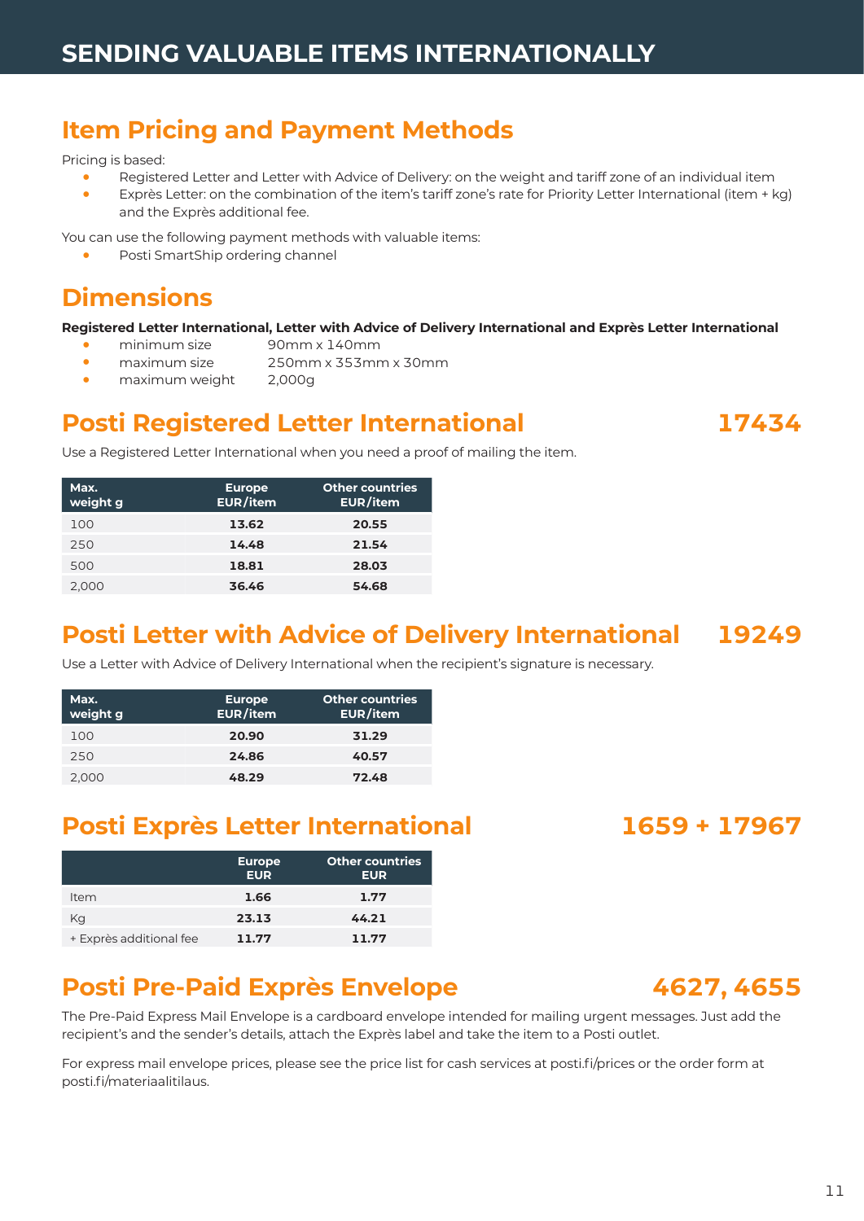# SENDING VALUABLE ITEMS INTERNATIONALLY

## Item Pricing and Payment Methods

Pricing is based:

- Registered Letter and Letter with Advice of Delivery: on the weight and tariff zone of an individual item
- Exprès Letter: on the combination of the item's tariff zone's rate for Priority Letter International (item + kg) and the Exprès additional fee.

You can use the following payment methods with valuable items:

- Posti SmartShip ordering channel

## Dimensions

**Registered Letter International, Letter with Advice of Delivery International and Exprès Letter International**

- minimum size 90mm x 140mm
- maximum size 250mm x 353mm x 30mm
- maximum weight 2,000g

## Posti Registered Letter International 17434

Use a Registered Letter International when you need a proof of mailing the item.

| Max. weight g | Europe EUR/item | Other countries EUR/item |
|---|---|---|
| 100 | **13.62** | **20.55** |
| 250 | **14.48** | **21.54** |
| 500 | **18.81** | **28.03** |
| 2,000 | **36.46** | **54.68** |

## Posti Letter with Advice of Delivery International 19249

Use a Letter with Advice of Delivery International when the recipient's signature is necessary.

| Max. weight g | Europe EUR/item | Other countries EUR/item |
|---|---|---|
| 100 | **20.90** | **31.29** |
| 250 | **24.86** | **40.57** |
| 2,000 | **48.29** | **72.48** |

## Posti Exprès Letter International 1659 + 17967

| | Europe EUR | Other countries EUR |
|---|---|---|
| Item | **1.66** | **1.77** |
| Kg | **23.13** | **44.21** |
| + Exprès additional fee | **11.77** | **11.77** |

## Posti Pre-Paid Exprès Envelope 4627, 4655

The Pre-Paid Express Mail Envelope is a cardboard envelope intended for mailing urgent messages. Just add the recipient's and the sender's details, attach the Exprès label and take the item to a Posti outlet.

For express mail envelope prices, please see the price list for cash services at posti.fi/prices or the order form at posti.fi/materiaalitilaus.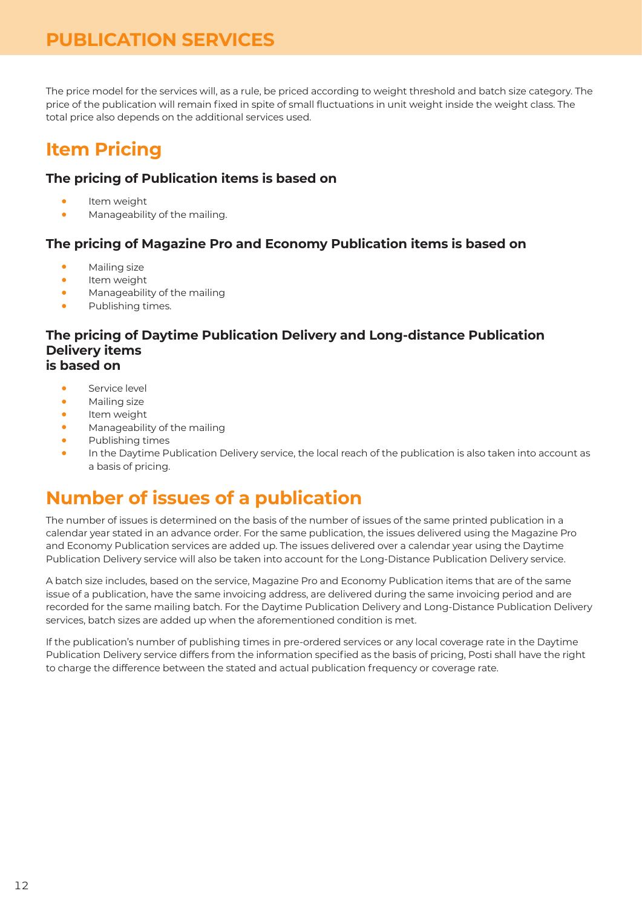# PUBLICATION SERVICES

The price model for the services will, as a rule, be priced according to weight threshold and batch size category. The price of the publication will remain fixed in spite of small fluctuations in unit weight inside the weight class. The total price also depends on the additional services used.

## Item Pricing

### The pricing of Publication items is based on

- Item weight
- Manageability of the mailing.

### The pricing of Magazine Pro and Economy Publication items is based on

- Mailing size
- Item weight
- Manageability of the mailing
- Publishing times.

### The pricing of Daytime Publication Delivery and Long-distance Publication Delivery items is based on

- Service level
- Mailing size
- Item weight
- Manageability of the mailing
- Publishing times
- In the Daytime Publication Delivery service, the local reach of the publication is also taken into account as a basis of pricing.

## Number of issues of a publication

The number of issues is determined on the basis of the number of issues of the same printed publication in a calendar year stated in an advance order. For the same publication, the issues delivered using the Magazine Pro and Economy Publication services are added up. The issues delivered over a calendar year using the Daytime Publication Delivery service will also be taken into account for the Long-Distance Publication Delivery service.

A batch size includes, based on the service, Magazine Pro and Economy Publication items that are of the same issue of a publication, have the same invoicing address, are delivered during the same invoicing period and are recorded for the same mailing batch. For the Daytime Publication Delivery and Long-Distance Publication Delivery services, batch sizes are added up when the aforementioned condition is met.

If the publication's number of publishing times in pre-ordered services or any local coverage rate in the Daytime Publication Delivery service differs from the information specified as the basis of pricing, Posti shall have the right to charge the difference between the stated and actual publication frequency or coverage rate.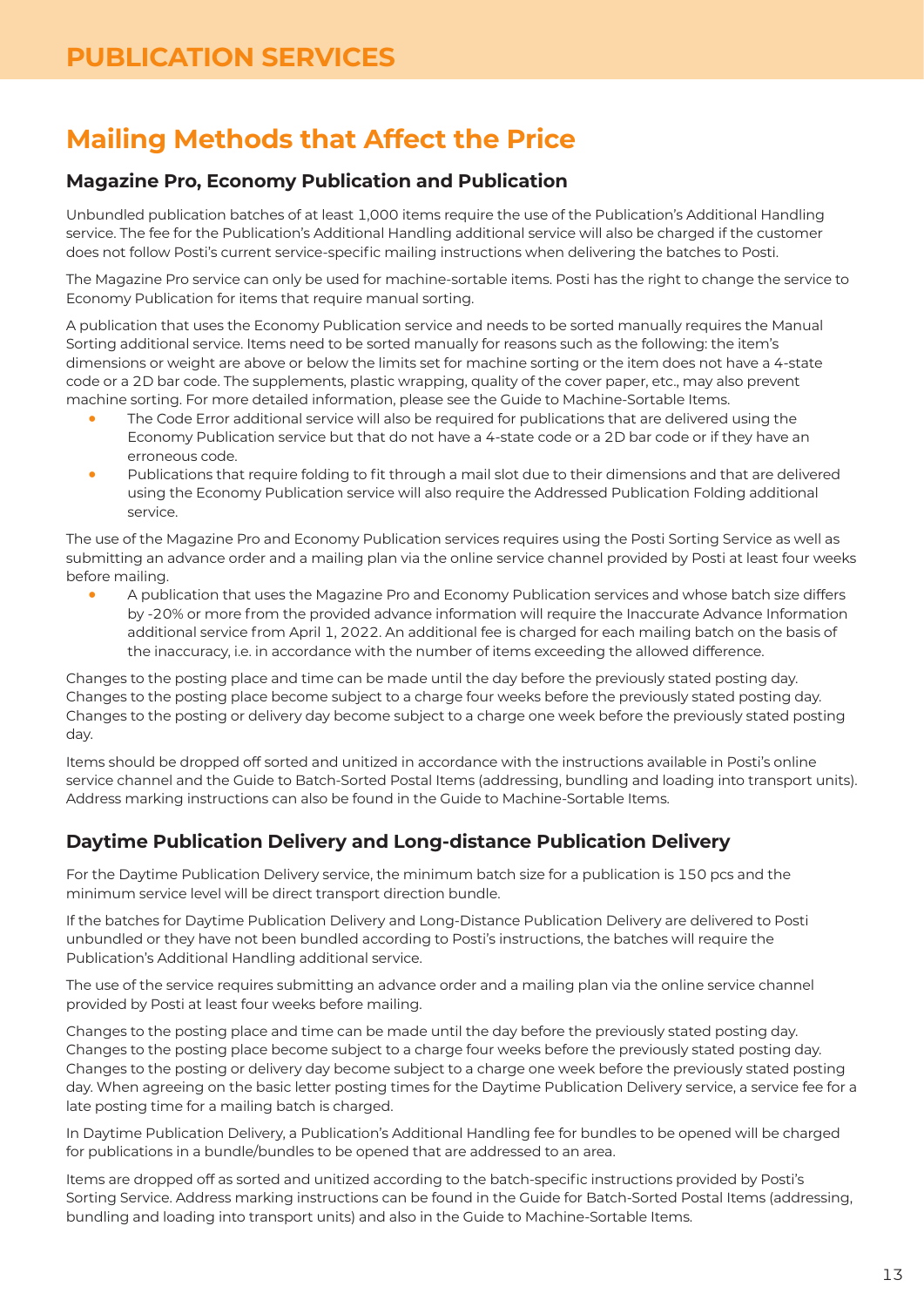# PUBLICATION SERVICES

## Mailing Methods that Affect the Price

### Magazine Pro, Economy Publication and Publication

Unbundled publication batches of at least 1,000 items require the use of the Publication's Additional Handling service. The fee for the Publication's Additional Handling additional service will also be charged if the customer does not follow Posti's current service-specific mailing instructions when delivering the batches to Posti.

The Magazine Pro service can only be used for machine-sortable items. Posti has the right to change the service to Economy Publication for items that require manual sorting.

A publication that uses the Economy Publication service and needs to be sorted manually requires the Manual Sorting additional service. Items need to be sorted manually for reasons such as the following: the item's dimensions or weight are above or below the limits set for machine sorting or the item does not have a 4-state code or a 2D bar code. The supplements, plastic wrapping, quality of the cover paper, etc., may also prevent machine sorting. For more detailed information, please see the Guide to Machine-Sortable Items.

- The Code Error additional service will also be required for publications that are delivered using the Economy Publication service but that do not have a 4-state code or a 2D bar code or if they have an erroneous code.
- Publications that require folding to fit through a mail slot due to their dimensions and that are delivered using the Economy Publication service will also require the Addressed Publication Folding additional service.

The use of the Magazine Pro and Economy Publication services requires using the Posti Sorting Service as well as submitting an advance order and a mailing plan via the online service channel provided by Posti at least four weeks before mailing.

- A publication that uses the Magazine Pro and Economy Publication services and whose batch size differs by -20% or more from the provided advance information will require the Inaccurate Advance Information additional service from April 1, 2022. An additional fee is charged for each mailing batch on the basis of the inaccuracy, i.e. in accordance with the number of items exceeding the allowed difference.

Changes to the posting place and time can be made until the day before the previously stated posting day. Changes to the posting place become subject to a charge four weeks before the previously stated posting day. Changes to the posting or delivery day become subject to a charge one week before the previously stated posting day.

Items should be dropped off sorted and unitized in accordance with the instructions available in Posti's online service channel and the Guide to Batch-Sorted Postal Items (addressing, bundling and loading into transport units). Address marking instructions can also be found in the Guide to Machine-Sortable Items.

### Daytime Publication Delivery and Long-distance Publication Delivery

For the Daytime Publication Delivery service, the minimum batch size for a publication is 150 pcs and the minimum service level will be direct transport direction bundle.

If the batches for Daytime Publication Delivery and Long-Distance Publication Delivery are delivered to Posti unbundled or they have not been bundled according to Posti's instructions, the batches will require the Publication's Additional Handling additional service.

The use of the service requires submitting an advance order and a mailing plan via the online service channel provided by Posti at least four weeks before mailing.

Changes to the posting place and time can be made until the day before the previously stated posting day. Changes to the posting place become subject to a charge four weeks before the previously stated posting day. Changes to the posting or delivery day become subject to a charge one week before the previously stated posting day. When agreeing on the basic letter posting times for the Daytime Publication Delivery service, a service fee for a late posting time for a mailing batch is charged.

In Daytime Publication Delivery, a Publication's Additional Handling fee for bundles to be opened will be charged for publications in a bundle/bundles to be opened that are addressed to an area.

Items are dropped off as sorted and unitized according to the batch-specific instructions provided by Posti's Sorting Service. Address marking instructions can be found in the Guide for Batch-Sorted Postal Items (addressing, bundling and loading into transport units) and also in the Guide to Machine-Sortable Items.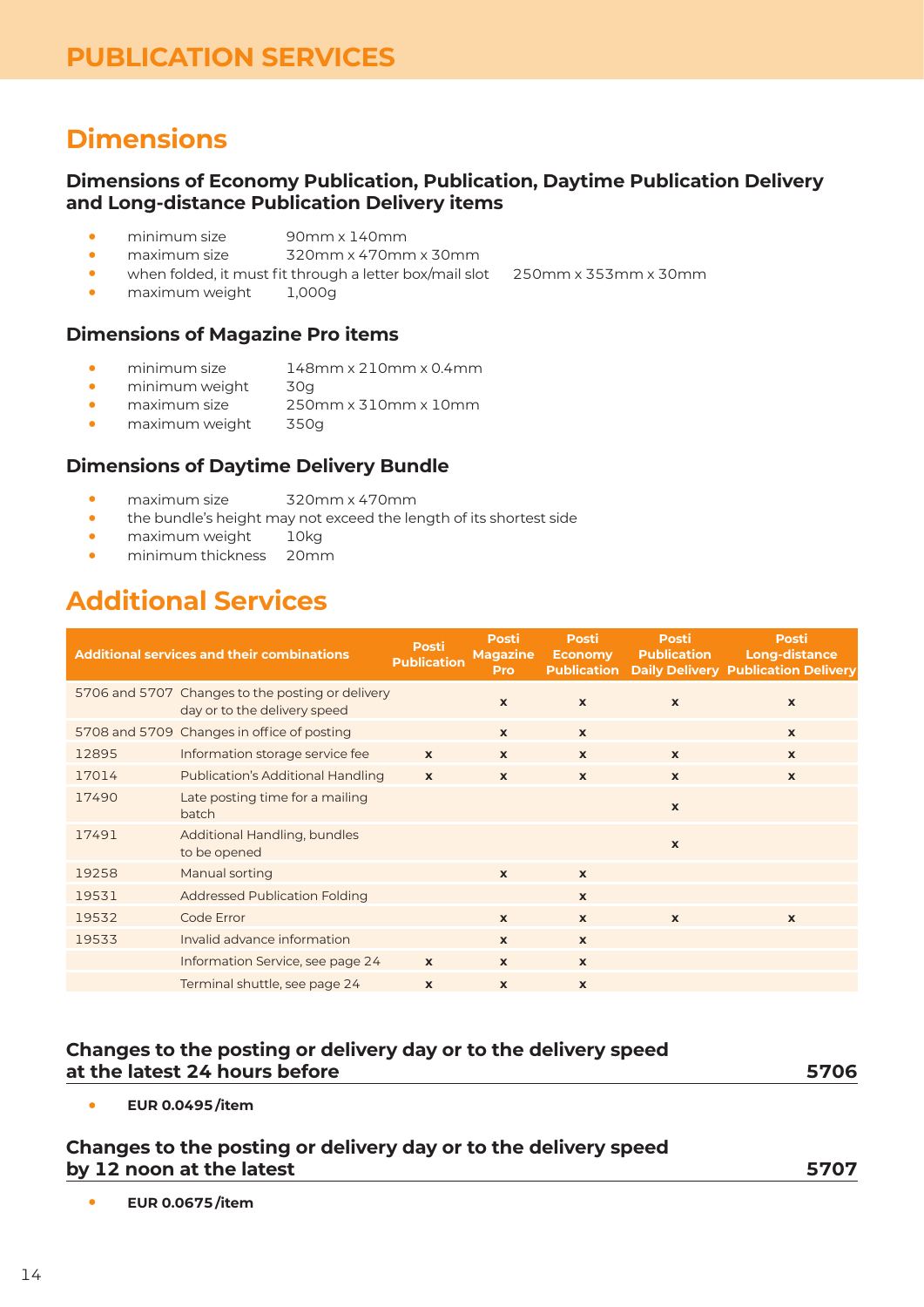# PUBLICATION SERVICES

## Dimensions

### Dimensions of Economy Publication, Publication, Daytime Publication Delivery and Long-distance Publication Delivery items

- minimum size 90mm x 140mm
- maximum size 320mm x 470mm x 30mm
- when folded, it must fit through a letter box/mail slot 250mm x 353mm x 30mm
- maximum weight 1,000g

### Dimensions of Magazine Pro items

- minimum size 148mm x 210mm x 0.4mm
- minimum weight 30g
- maximum size 250mm x 310mm x 10mm
- maximum weight 350g

### Dimensions of Daytime Delivery Bundle

- maximum size 320mm x 470mm
- the bundle's height may not exceed the length of its shortest side
- maximum weight 10kg
- minimum thickness 20mm

## Additional Services

| Additional services and their combinations | | Posti Publication | Posti Magazine Pro | Posti Economy Publication | Posti Publication Daily Delivery | Posti Long-distance Publication Delivery |
|---|---|---|---|---|---|---|
| 5706 and 5707 | Changes to the posting or delivery day or to the delivery speed | | x | x | x | x |
| 5708 and 5709 | Changes in office of posting | | x | x | | x |
| 12895 | Information storage service fee | x | x | x | x | x |
| 17014 | Publication's Additional Handling | x | x | x | x | x |
| 17490 | Late posting time for a mailing batch | | | | x | |
| 17491 | Additional Handling, bundles to be opened | | | | x | |
| 19258 | Manual sorting | | x | x | | |
| 19531 | Addressed Publication Folding | | | x | | |
| 19532 | Code Error | | x | x | x | x |
| 19533 | Invalid advance information | | x | x | | |
| | Information Service, see page 24 | x | x | x | | |
| | Terminal shuttle, see page 24 | x | x | x | | |

### Changes to the posting or delivery day or to the delivery speed at the latest 24 hours before — 5706

- **EUR 0.0495 /item**

### Changes to the posting or delivery day or to the delivery speed by 12 noon at the latest — 5707

- **EUR 0.0675 /item**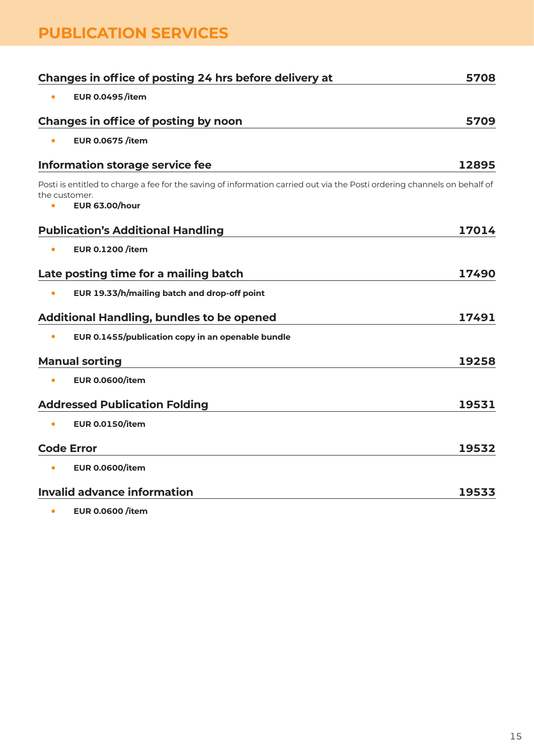# PUBLICATION SERVICES

### Changes in office of posting 24 hrs before delivery at — 5708

- **EUR 0.0495 /item**

### Changes in office of posting by noon — 5709

- **EUR 0.0675 /item**

### Information storage service fee — 12895

Posti is entitled to charge a fee for the saving of information carried out via the Posti ordering channels on behalf of the customer.

- **EUR 63.00/hour**

### Publication's Additional Handling — 17014

- **EUR 0.1200 /item**

### Late posting time for a mailing batch — 17490

- **EUR 19.33/h/mailing batch and drop-off point**

### Additional Handling, bundles to be opened — 17491

- **EUR 0.1455/publication copy in an openable bundle**

### Manual sorting — 19258

- **EUR 0.0600/item**

### Addressed Publication Folding — 19531

- **EUR 0.0150/item**

### Code Error — 19532

- **EUR 0.0600/item**

### Invalid advance information — 19533

- **EUR 0.0600 /item**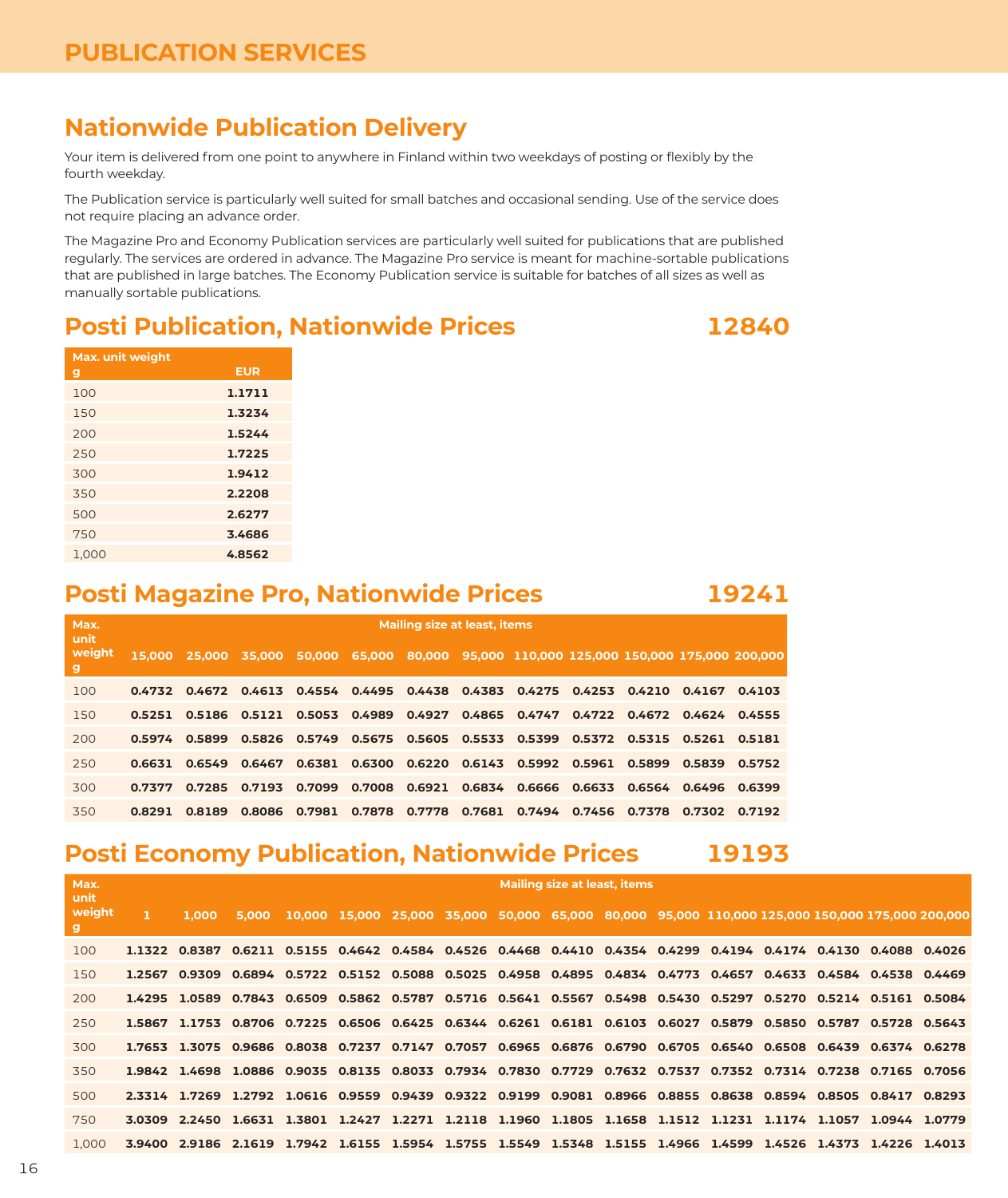# PUBLICATION SERVICES

## Nationwide Publication Delivery

Your item is delivered from one point to anywhere in Finland within two weekdays of posting or flexibly by the fourth weekday.

The Publication service is particularly well suited for small batches and occasional sending. Use of the service does not require placing an advance order.

The Magazine Pro and Economy Publication services are particularly well suited for publications that are published regularly. The services are ordered in advance. The Magazine Pro service is meant for machine-sortable publications that are published in large batches. The Economy Publication service is suitable for batches of all sizes as well as manually sortable publications.

## Posti Publication, Nationwide Prices 12840

| Max. unit weight g | EUR |
|---|---|
| 100 | **1.1711** |
| 150 | **1.3234** |
| 200 | **1.5244** |
| 250 | **1.7225** |
| 300 | **1.9412** |
| 350 | **2.2208** |
| 500 | **2.6277** |
| 750 | **3.4686** |
| 1,000 | **4.8562** |

## Posti Magazine Pro, Nationwide Prices 19241

| Max. unit weight g | Mailing size at least, items | | | | | | | | | | | |
|---|---|---|---|---|---|---|---|---|---|---|---|---|
| | 15,000 | 25,000 | 35,000 | 50,000 | 65,000 | 80,000 | 95,000 | 110,000 | 125,000 | 150,000 | 175,000 | 200,000 |
| 100 | **0.4732** | **0.4672** | **0.4613** | **0.4554** | **0.4495** | **0.4438** | **0.4383** | **0.4275** | **0.4253** | **0.4210** | **0.4167** | **0.4103** |
| 150 | **0.5251** | **0.5186** | **0.5121** | **0.5053** | **0.4989** | **0.4927** | **0.4865** | **0.4747** | **0.4722** | **0.4672** | **0.4624** | **0.4555** |
| 200 | **0.5974** | **0.5899** | **0.5826** | **0.5749** | **0.5675** | **0.5605** | **0.5533** | **0.5399** | **0.5372** | **0.5315** | **0.5261** | **0.5181** |
| 250 | **0.6631** | **0.6549** | **0.6467** | **0.6381** | **0.6300** | **0.6220** | **0.6143** | **0.5992** | **0.5961** | **0.5899** | **0.5839** | **0.5752** |
| 300 | **0.7377** | **0.7285** | **0.7193** | **0.7099** | **0.7008** | **0.6921** | **0.6834** | **0.6666** | **0.6633** | **0.6564** | **0.6496** | **0.6399** |
| 350 | **0.8291** | **0.8189** | **0.8086** | **0.7981** | **0.7878** | **0.7778** | **0.7681** | **0.7494** | **0.7456** | **0.7378** | **0.7302** | **0.7192** |

## Posti Economy Publication, Nationwide Prices 19193

| Max. unit weight g | Mailing size at least, items | | | | | | | | | | | | | | | |
|---|---|---|---|---|---|---|---|---|---|---|---|---|---|---|---|---|
| | 1 | 1,000 | 5,000 | 10,000 | 15,000 | 25,000 | 35,000 | 50,000 | 65,000 | 80,000 | 95,000 | 110,000 | 125,000 | 150,000 | 175,000 | 200,000 |
| 100 | **1.1322** | **0.8387** | **0.6211** | **0.5155** | **0.4642** | **0.4584** | **0.4526** | **0.4468** | **0.4410** | **0.4354** | **0.4299** | **0.4194** | **0.4174** | **0.4130** | **0.4088** | **0.4026** |
| 150 | **1.2567** | **0.9309** | **0.6894** | **0.5722** | **0.5152** | **0.5088** | **0.5025** | **0.4958** | **0.4895** | **0.4834** | **0.4773** | **0.4657** | **0.4633** | **0.4584** | **0.4538** | **0.4469** |
| 200 | **1.4295** | **1.0589** | **0.7843** | **0.6509** | **0.5862** | **0.5787** | **0.5716** | **0.5641** | **0.5567** | **0.5498** | **0.5430** | **0.5297** | **0.5270** | **0.5214** | **0.5161** | **0.5084** |
| 250 | **1.5867** | **1.1753** | **0.8706** | **0.7225** | **0.6506** | **0.6425** | **0.6344** | **0.6261** | **0.6181** | **0.6103** | **0.6027** | **0.5879** | **0.5850** | **0.5787** | **0.5728** | **0.5643** |
| 300 | **1.7653** | **1.3075** | **0.9686** | **0.8038** | **0.7237** | **0.7147** | **0.7057** | **0.6965** | **0.6876** | **0.6790** | **0.6705** | **0.6540** | **0.6508** | **0.6439** | **0.6374** | **0.6278** |
| 350 | **1.9842** | **1.4698** | **1.0886** | **0.9035** | **0.8135** | **0.8033** | **0.7934** | **0.7830** | **0.7729** | **0.7632** | **0.7537** | **0.7352** | **0.7314** | **0.7238** | **0.7165** | **0.7056** |
| 500 | **2.3314** | **1.7269** | **1.2792** | **1.0616** | **0.9559** | **0.9439** | **0.9322** | **0.9199** | **0.9081** | **0.8966** | **0.8855** | **0.8638** | **0.8594** | **0.8505** | **0.8417** | **0.8293** |
| 750 | **3.0309** | **2.2450** | **1.6631** | **1.3801** | **1.2427** | **1.2271** | **1.2118** | **1.1960** | **1.1805** | **1.1658** | **1.1512** | **1.1231** | **1.1174** | **1.1057** | **1.0944** | **1.0779** |
| 1,000 | **3.9400** | **2.9186** | **2.1619** | **1.7942** | **1.6155** | **1.5954** | **1.5755** | **1.5549** | **1.5348** | **1.5155** | **1.4966** | **1.4599** | **1.4526** | **1.4373** | **1.4226** | **1.4013** |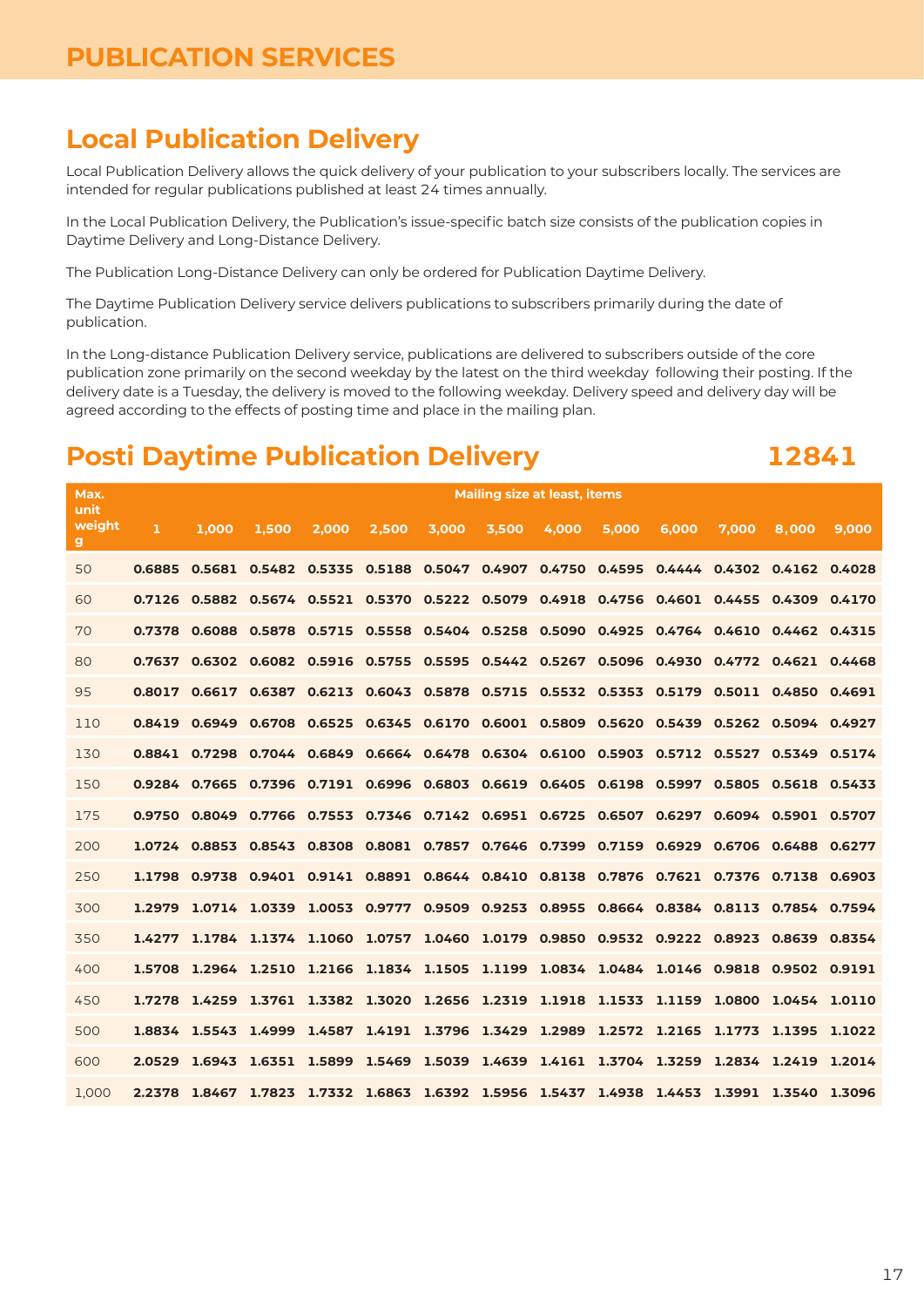# PUBLICATION SERVICES

## Local Publication Delivery

Local Publication Delivery allows the quick delivery of your publication to your subscribers locally. The services are intended for regular publications published at least 24 times annually.

In the Local Publication Delivery, the Publication's issue-specific batch size consists of the publication copies in Daytime Delivery and Long-Distance Delivery.

The Publication Long-Distance Delivery can only be ordered for Publication Daytime Delivery.

The Daytime Publication Delivery service delivers publications to subscribers primarily during the date of publication.

In the Long-distance Publication Delivery service, publications are delivered to subscribers outside of the core publication zone primarily on the second weekday by the latest on the third weekday following their posting. If the delivery date is a Tuesday, the delivery is moved to the following weekday. Delivery speed and delivery day will be agreed according to the effects of posting time and place in the mailing plan.

## Posti Daytime Publication Delivery 12841

| Max. unit weight g | Mailing size at least, items | | | | | | | | | | | | |
|---|---|---|---|---|---|---|---|---|---|---|---|---|---|
| | 1 | 1,000 | 1,500 | 2,000 | 2,500 | 3,000 | 3,500 | 4,000 | 5,000 | 6,000 | 7,000 | 8,000 | 9,000 |
| 50 | 0.6885 | 0.5681 | 0.5482 | 0.5335 | 0.5188 | 0.5047 | 0.4907 | 0.4750 | 0.4595 | 0.4444 | 0.4302 | 0.4162 | 0.4028 |
| 60 | 0.7126 | 0.5882 | 0.5674 | 0.5521 | 0.5370 | 0.5222 | 0.5079 | 0.4918 | 0.4756 | 0.4601 | 0.4455 | 0.4309 | 0.4170 |
| 70 | 0.7378 | 0.6088 | 0.5878 | 0.5715 | 0.5558 | 0.5404 | 0.5258 | 0.5090 | 0.4925 | 0.4764 | 0.4610 | 0.4462 | 0.4315 |
| 80 | 0.7637 | 0.6302 | 0.6082 | 0.5916 | 0.5755 | 0.5595 | 0.5442 | 0.5267 | 0.5096 | 0.4930 | 0.4772 | 0.4621 | 0.4468 |
| 95 | 0.8017 | 0.6617 | 0.6387 | 0.6213 | 0.6043 | 0.5878 | 0.5715 | 0.5532 | 0.5353 | 0.5179 | 0.5011 | 0.4850 | 0.4691 |
| 110 | 0.8419 | 0.6949 | 0.6708 | 0.6525 | 0.6345 | 0.6170 | 0.6001 | 0.5809 | 0.5620 | 0.5439 | 0.5262 | 0.5094 | 0.4927 |
| 130 | 0.8841 | 0.7298 | 0.7044 | 0.6849 | 0.6664 | 0.6478 | 0.6304 | 0.6100 | 0.5903 | 0.5712 | 0.5527 | 0.5349 | 0.5174 |
| 150 | 0.9284 | 0.7665 | 0.7396 | 0.7191 | 0.6996 | 0.6803 | 0.6619 | 0.6405 | 0.6198 | 0.5997 | 0.5805 | 0.5618 | 0.5433 |
| 175 | 0.9750 | 0.8049 | 0.7766 | 0.7553 | 0.7346 | 0.7142 | 0.6951 | 0.6725 | 0.6507 | 0.6297 | 0.6094 | 0.5901 | 0.5707 |
| 200 | 1.0724 | 0.8853 | 0.8543 | 0.8308 | 0.8081 | 0.7857 | 0.7646 | 0.7399 | 0.7159 | 0.6929 | 0.6706 | 0.6488 | 0.6277 |
| 250 | 1.1798 | 0.9738 | 0.9401 | 0.9141 | 0.8891 | 0.8644 | 0.8410 | 0.8138 | 0.7876 | 0.7621 | 0.7376 | 0.7138 | 0.6903 |
| 300 | 1.2979 | 1.0714 | 1.0339 | 1.0053 | 0.9777 | 0.9509 | 0.9253 | 0.8955 | 0.8664 | 0.8384 | 0.8113 | 0.7854 | 0.7594 |
| 350 | 1.4277 | 1.1784 | 1.1374 | 1.1060 | 1.0757 | 1.0460 | 1.0179 | 0.9850 | 0.9532 | 0.9222 | 0.8923 | 0.8639 | 0.8354 |
| 400 | 1.5708 | 1.2964 | 1.2510 | 1.2166 | 1.1834 | 1.1505 | 1.1199 | 1.0834 | 1.0484 | 1.0146 | 0.9818 | 0.9502 | 0.9191 |
| 450 | 1.7278 | 1.4259 | 1.3761 | 1.3382 | 1.3020 | 1.2656 | 1.2319 | 1.1918 | 1.1533 | 1.1159 | 1.0800 | 1.0454 | 1.0110 |
| 500 | 1.8834 | 1.5543 | 1.4999 | 1.4587 | 1.4191 | 1.3796 | 1.3429 | 1.2989 | 1.2572 | 1.2165 | 1.1773 | 1.1395 | 1.1022 |
| 600 | 2.0529 | 1.6943 | 1.6351 | 1.5899 | 1.5469 | 1.5039 | 1.4639 | 1.4161 | 1.3704 | 1.3259 | 1.2834 | 1.2419 | 1.2014 |
| 1,000 | 2.2378 | 1.8467 | 1.7823 | 1.7332 | 1.6863 | 1.6392 | 1.5956 | 1.5437 | 1.4938 | 1.4453 | 1.3991 | 1.3540 | 1.3096 |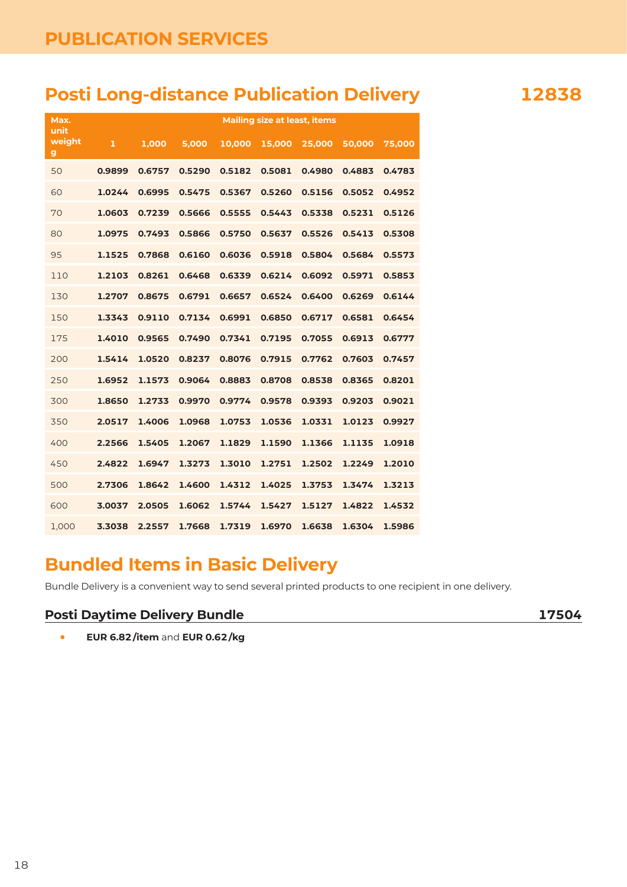## Posti Long-distance Publication Delivery 12838

| Max. unit weight g | Mailing size at least, items | | | | | | | |
|---|---|---|---|---|---|---|---|---|
| | 1 | 1,000 | 5,000 | 10,000 | 15,000 | 25,000 | 50,000 | 75,000 |
| 50 | 0.9899 | 0.6757 | 0.5290 | 0.5182 | 0.5081 | 0.4980 | 0.4883 | 0.4783 |
| 60 | 1.0244 | 0.6995 | 0.5475 | 0.5367 | 0.5260 | 0.5156 | 0.5052 | 0.4952 |
| 70 | 1.0603 | 0.7239 | 0.5666 | 0.5555 | 0.5443 | 0.5338 | 0.5231 | 0.5126 |
| 80 | 1.0975 | 0.7493 | 0.5866 | 0.5750 | 0.5637 | 0.5526 | 0.5413 | 0.5308 |
| 95 | 1.1525 | 0.7868 | 0.6160 | 0.6036 | 0.5918 | 0.5804 | 0.5684 | 0.5573 |
| 110 | 1.2103 | 0.8261 | 0.6468 | 0.6339 | 0.6214 | 0.6092 | 0.5971 | 0.5853 |
| 130 | 1.2707 | 0.8675 | 0.6791 | 0.6657 | 0.6524 | 0.6400 | 0.6269 | 0.6144 |
| 150 | 1.3343 | 0.9110 | 0.7134 | 0.6991 | 0.6850 | 0.6717 | 0.6581 | 0.6454 |
| 175 | 1.4010 | 0.9565 | 0.7490 | 0.7341 | 0.7195 | 0.7055 | 0.6913 | 0.6777 |
| 200 | 1.5414 | 1.0520 | 0.8237 | 0.8076 | 0.7915 | 0.7762 | 0.7603 | 0.7457 |
| 250 | 1.6952 | 1.1573 | 0.9064 | 0.8883 | 0.8708 | 0.8538 | 0.8365 | 0.8201 |
| 300 | 1.8650 | 1.2733 | 0.9970 | 0.9774 | 0.9578 | 0.9393 | 0.9203 | 0.9021 |
| 350 | 2.0517 | 1.4006 | 1.0968 | 1.0753 | 1.0536 | 1.0331 | 1.0123 | 0.9927 |
| 400 | 2.2566 | 1.5405 | 1.2067 | 1.1829 | 1.1590 | 1.1366 | 1.1135 | 1.0918 |
| 450 | 2.4822 | 1.6947 | 1.3273 | 1.3010 | 1.2751 | 1.2502 | 1.2249 | 1.2010 |
| 500 | 2.7306 | 1.8642 | 1.4600 | 1.4312 | 1.4025 | 1.3753 | 1.3474 | 1.3213 |
| 600 | 3.0037 | 2.0505 | 1.6062 | 1.5744 | 1.5427 | 1.5127 | 1.4822 | 1.4532 |
| 1,000 | 3.3038 | 2.2557 | 1.7668 | 1.7319 | 1.6970 | 1.6638 | 1.6304 | 1.5986 |

## Bundled Items in Basic Delivery

Bundle Delivery is a convenient way to send several printed products to one recipient in one delivery.

### Posti Daytime Delivery Bundle 17504

- **EUR 6.82 /item** and **EUR 0.62 /kg**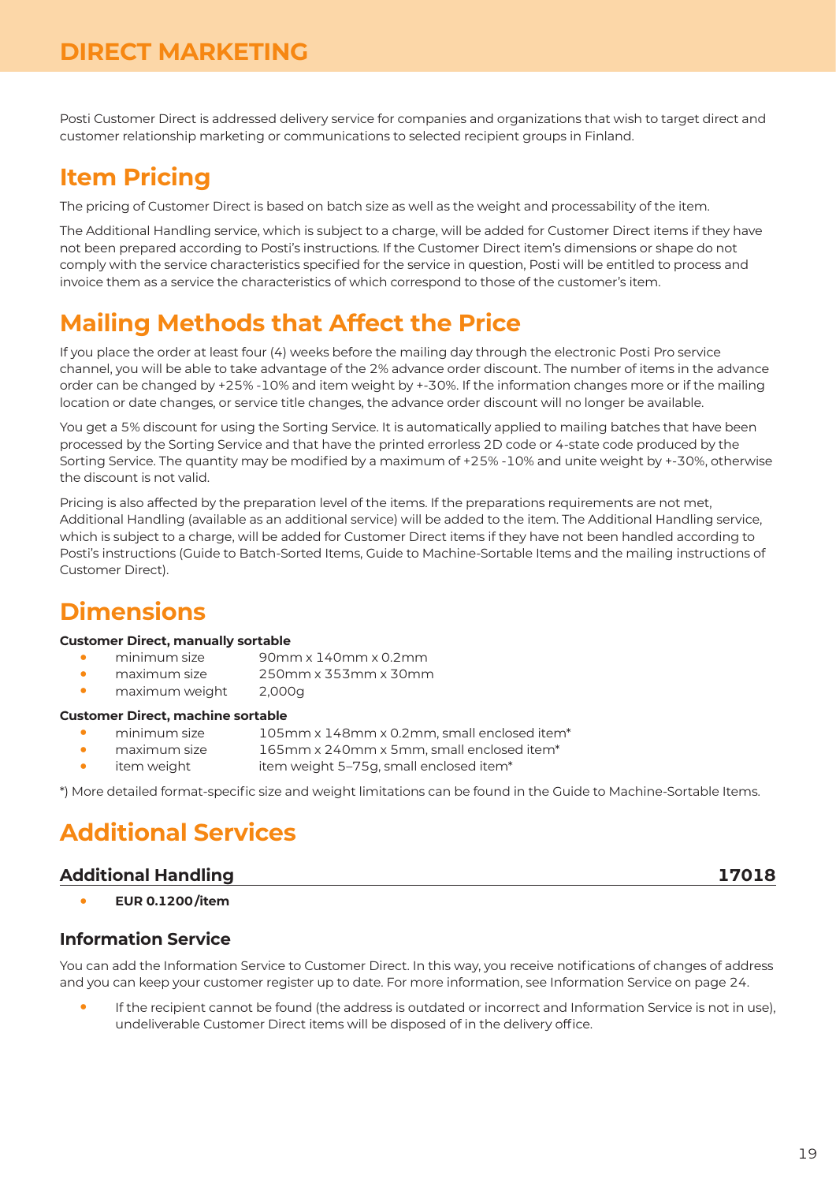# DIRECT MARKETING

Posti Customer Direct is addressed delivery service for companies and organizations that wish to target direct and customer relationship marketing or communications to selected recipient groups in Finland.

## Item Pricing

The pricing of Customer Direct is based on batch size as well as the weight and processability of the item.

The Additional Handling service, which is subject to a charge, will be added for Customer Direct items if they have not been prepared according to Posti's instructions. If the Customer Direct item's dimensions or shape do not comply with the service characteristics specified for the service in question, Posti will be entitled to process and invoice them as a service the characteristics of which correspond to those of the customer's item.

## Mailing Methods that Affect the Price

If you place the order at least four (4) weeks before the mailing day through the electronic Posti Pro service channel, you will be able to take advantage of the 2% advance order discount. The number of items in the advance order can be changed by +25% -10% and item weight by +-30%. If the information changes more or if the mailing location or date changes, or service title changes, the advance order discount will no longer be available.

You get a 5% discount for using the Sorting Service. It is automatically applied to mailing batches that have been processed by the Sorting Service and that have the printed errorless 2D code or 4-state code produced by the Sorting Service. The quantity may be modified by a maximum of +25% -10% and unite weight by +-30%, otherwise the discount is not valid.

Pricing is also affected by the preparation level of the items. If the preparations requirements are not met, Additional Handling (available as an additional service) will be added to the item. The Additional Handling service, which is subject to a charge, will be added for Customer Direct items if they have not been handled according to Posti's instructions (Guide to Batch-Sorted Items, Guide to Machine-Sortable Items and the mailing instructions of Customer Direct).

## Dimensions

**Customer Direct, manually sortable**

- minimum size 90mm x 140mm x 0.2mm
- maximum size 250mm x 353mm x 30mm
- maximum weight 2,000g

**Customer Direct, machine sortable**

- minimum size 105mm x 148mm x 0.2mm, small enclosed item*
- maximum size 165mm x 240mm x 5mm, small enclosed item*
- item weight item weight 5–75g, small enclosed item*

*) More detailed format-specific size and weight limitations can be found in the Guide to Machine-Sortable Items.

## Additional Services

### Additional Handling 17018

- **EUR 0.1200/item**

### Information Service

You can add the Information Service to Customer Direct. In this way, you receive notifications of changes of address and you can keep your customer register up to date. For more information, see Information Service on page 24.

- If the recipient cannot be found (the address is outdated or incorrect and Information Service is not in use), undeliverable Customer Direct items will be disposed of in the delivery office.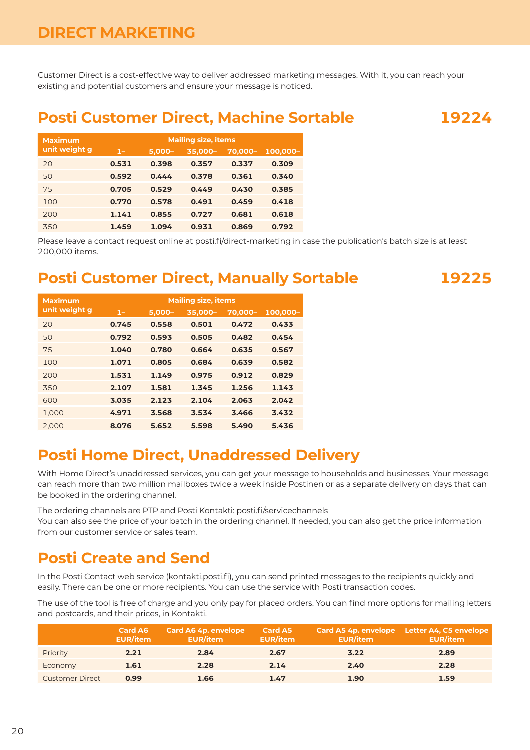# DIRECT MARKETING

Customer Direct is a cost-effective way to deliver addressed marketing messages. With it, you can reach your existing and potential customers and ensure your message is noticed.

## Posti Customer Direct, Machine Sortable 19224

| Maximum unit weight g | Mailing size, items | | | | |
|---|---|---|---|---|---|
| | 1– | 5,000– | 35,000– | 70,000– | 100,000– |
| 20 | **0.531** | **0.398** | **0.357** | **0.337** | **0.309** |
| 50 | **0.592** | **0.444** | **0.378** | **0.361** | **0.340** |
| 75 | **0.705** | **0.529** | **0.449** | **0.430** | **0.385** |
| 100 | **0.770** | **0.578** | **0.491** | **0.459** | **0.418** |
| 200 | **1.141** | **0.855** | **0.727** | **0.681** | **0.618** |
| 350 | **1.459** | **1.094** | **0.931** | **0.869** | **0.792** |

Please leave a contact request online at posti.fi/direct-marketing in case the publication's batch size is at least 200,000 items.

## Posti Customer Direct, Manually Sortable 19225

| Maximum unit weight g | Mailing size, items | | | | |
|---|---|---|---|---|---|
| | 1– | 5,000– | 35,000– | 70,000– | 100,000– |
| 20 | **0.745** | **0.558** | **0.501** | **0.472** | **0.433** |
| 50 | **0.792** | **0.593** | **0.505** | **0.482** | **0.454** |
| 75 | **1.040** | **0.780** | **0.664** | **0.635** | **0.567** |
| 100 | **1.071** | **0.805** | **0.684** | **0.639** | **0.582** |
| 200 | **1.531** | **1.149** | **0.975** | **0.912** | **0.829** |
| 350 | **2.107** | **1.581** | **1.345** | **1.256** | **1.143** |
| 600 | **3.035** | **2.123** | **2.104** | **2.063** | **2.042** |
| 1,000 | **4.971** | **3.568** | **3.534** | **3.466** | **3.432** |
| 2,000 | **8.076** | **5.652** | **5.598** | **5.490** | **5.436** |

## Posti Home Direct, Unaddressed Delivery

With Home Direct's unaddressed services, you can get your message to households and businesses. Your message can reach more than two million mailboxes twice a week inside Postinen or as a separate delivery on days that can be booked in the ordering channel.

The ordering channels are PTP and Posti Kontakti: posti.fi/servicechannels
You can also see the price of your batch in the ordering channel. If needed, you can also get the price information from our customer service or sales team.

## Posti Create and Send

In the Posti Contact web service (kontakti.posti.fi), you can send printed messages to the recipients quickly and easily. There can be one or more recipients. You can use the service with Posti transaction codes.

The use of the tool is free of charge and you only pay for placed orders. You can find more options for mailing letters and postcards, and their prices, in Kontakti.

| | Card A6 EUR/item | Card A6 4p. envelope EUR/item | Card A5 EUR/item | Card A5 4p. envelope EUR/item | Letter A4, C5 envelope EUR/item |
|---|---|---|---|---|---|
| Priority | **2.21** | **2.84** | **2.67** | **3.22** | **2.89** |
| Economy | **1.61** | **2.28** | **2.14** | **2.40** | **2.28** |
| Customer Direct | **0.99** | **1.66** | **1.47** | **1.90** | **1.59** |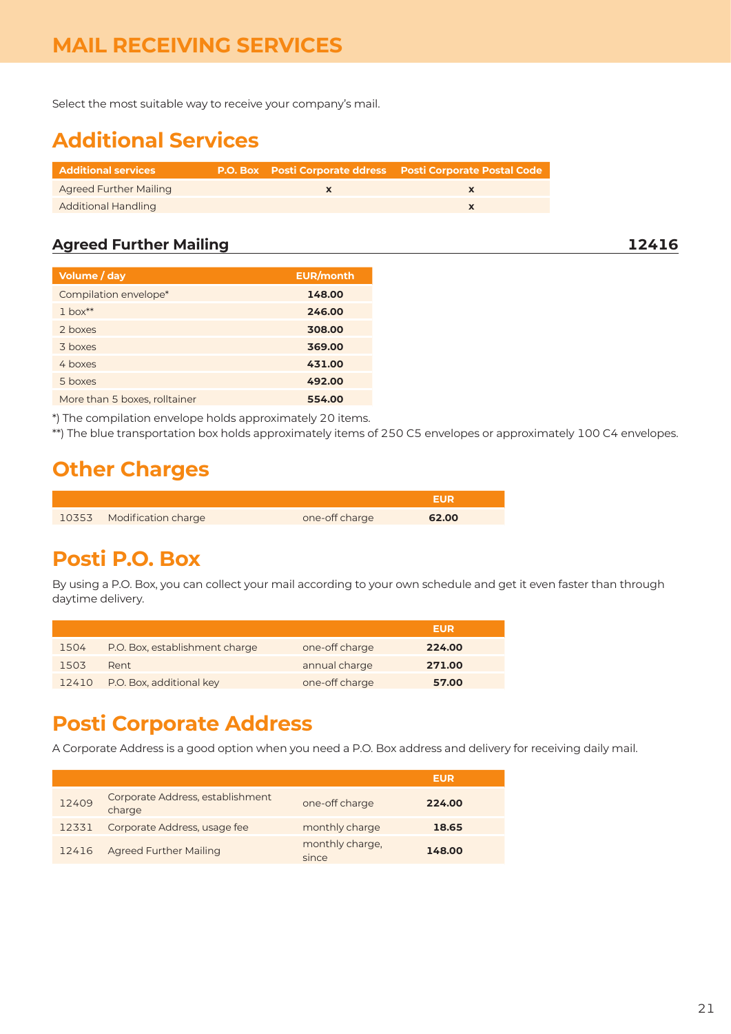# MAIL RECEIVING SERVICES

Select the most suitable way to receive your company's mail.

## Additional Services

| Additional services | P.O. Box | Posti Corporate ddress | Posti Corporate Postal Code |
|---|---|---|---|
| Agreed Further Mailing | | x | x |
| Additional Handling | | | x |

### Agreed Further Mailing — 12416

| Volume / day | EUR/month |
|---|---|
| Compilation envelope* | **148.00** |
| 1 box** | **246.00** |
| 2 boxes | **308.00** |
| 3 boxes | **369.00** |
| 4 boxes | **431.00** |
| 5 boxes | **492.00** |
| More than 5 boxes, rolltainer | **554.00** |

*) The compilation envelope holds approximately 20 items.

**) The blue transportation box holds approximately items of 250 C5 envelopes or approximately 100 C4 envelopes.

## Other Charges

| | | | EUR |
|---|---|---|---|
| 10353 | Modification charge | one-off charge | **62.00** |

## Posti P.O. Box

By using a P.O. Box, you can collect your mail according to your own schedule and get it even faster than through daytime delivery.

| | | | EUR |
|---|---|---|---|
| 1504 | P.O. Box, establishment charge | one-off charge | **224.00** |
| 1503 | Rent | annual charge | **271.00** |
| 12410 | P.O. Box, additional key | one-off charge | **57.00** |

## Posti Corporate Address

A Corporate Address is a good option when you need a P.O. Box address and delivery for receiving daily mail.

| | | | EUR |
|---|---|---|---|
| 12409 | Corporate Address, establishment charge | one-off charge | **224.00** |
| 12331 | Corporate Address, usage fee | monthly charge | **18.65** |
| 12416 | Agreed Further Mailing | monthly charge, since | **148.00** |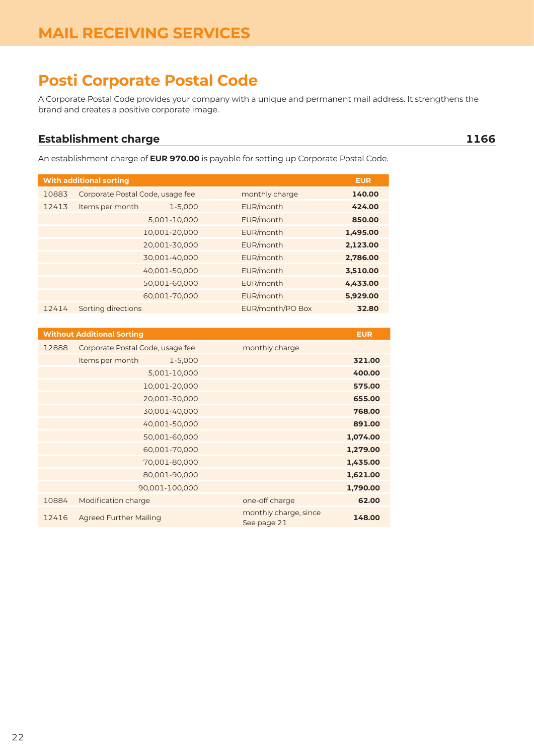# MAIL RECEIVING SERVICES

## Posti Corporate Postal Code

A Corporate Postal Code provides your company with a unique and permanent mail address. It strengthens the brand and creates a positive corporate image.

### Establishment charge 1166

An establishment charge of **EUR 970.00** is payable for setting up Corporate Postal Code.

| With additional sorting | | | | EUR |
|---|---|---|---|---|
| 10883 | Corporate Postal Code, usage fee | | monthly charge | **140.00** |
| 12413 | Items per month | 1-5,000 | EUR/month | **424.00** |
| | | 5,001-10,000 | EUR/month | **850.00** |
| | | 10,001-20,000 | EUR/month | **1,495.00** |
| | | 20,001-30,000 | EUR/month | **2,123.00** |
| | | 30,001-40,000 | EUR/month | **2,786.00** |
| | | 40,001-50,000 | EUR/month | **3,510.00** |
| | | 50,001-60,000 | EUR/month | **4,433.00** |
| | | 60,001-70,000 | EUR/month | **5,929.00** |
| 12414 | Sorting directions | | EUR/month/PO Box | **32.80** |

| Without Additional Sorting | | | | EUR |
|---|---|---|---|---|
| 12888 | Corporate Postal Code, usage fee | | monthly charge | |
| | Items per month | 1-5,000 | | **321.00** |
| | | 5,001-10,000 | | **400.00** |
| | | 10,001-20,000 | | **575.00** |
| | | 20,001-30,000 | | **655.00** |
| | | 30,001-40,000 | | **768.00** |
| | | 40,001-50,000 | | **891.00** |
| | | 50,001-60,000 | | **1,074.00** |
| | | 60,001-70,000 | | **1,279.00** |
| | | 70,001-80,000 | | **1,435.00** |
| | | 80,001-90,000 | | **1,621.00** |
| | | 90,001-100,000 | | **1,790.00** |
| 10884 | Modification charge | | one-off charge | **62.00** |
| 12416 | Agreed Further Mailing | | monthly charge, since See page 21 | **148.00** |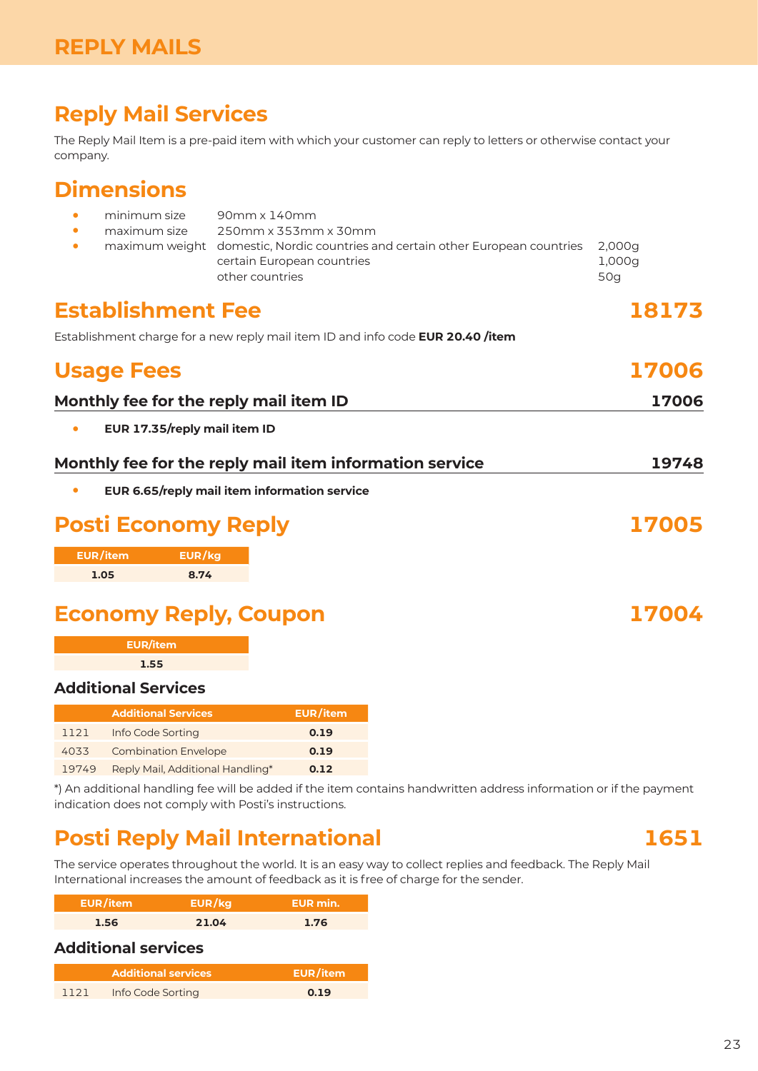# REPLY MAILS

## Reply Mail Services

The Reply Mail Item is a pre-paid item with which your customer can reply to letters or otherwise contact your company.

## Dimensions

- minimum size 90mm x 140mm
- maximum size 250mm x 353mm x 30mm
- maximum weight
  - domestic, Nordic countries and certain other European countries 2,000g
  - certain European countries 1,000g
  - other countries 50g

## Establishment Fee 18173

Establishment charge for a new reply mail item ID and info code **EUR 20.40 /item**

## Usage Fees 17006

### Monthly fee for the reply mail item ID 17006

- **EUR 17.35/reply mail item ID**

### Monthly fee for the reply mail item information service 19748

- **EUR 6.65/reply mail item information service**

## Posti Economy Reply 17005

| EUR/item | EUR/kg |
|---|---|
| 1.05 | 8.74 |

## Economy Reply, Coupon 17004

| EUR/item |
|---|
| 1.55 |

### Additional Services

| | Additional Services | EUR/item |
|---|---|---|
| 1121 | Info Code Sorting | 0.19 |
| 4033 | Combination Envelope | 0.19 |
| 19749 | Reply Mail, Additional Handling* | 0.12 |

*) An additional handling fee will be added if the item contains handwritten address information or if the payment indication does not comply with Posti's instructions.

## Posti Reply Mail International 1651

The service operates throughout the world. It is an easy way to collect replies and feedback. The Reply Mail International increases the amount of feedback as it is free of charge for the sender.

| EUR/item | EUR/kg | EUR min. |
|---|---|---|
| 1.56 | 21.04 | 1.76 |

### Additional services

| | Additional services | EUR/item |
|---|---|---|
| 1121 | Info Code Sorting | 0.19 |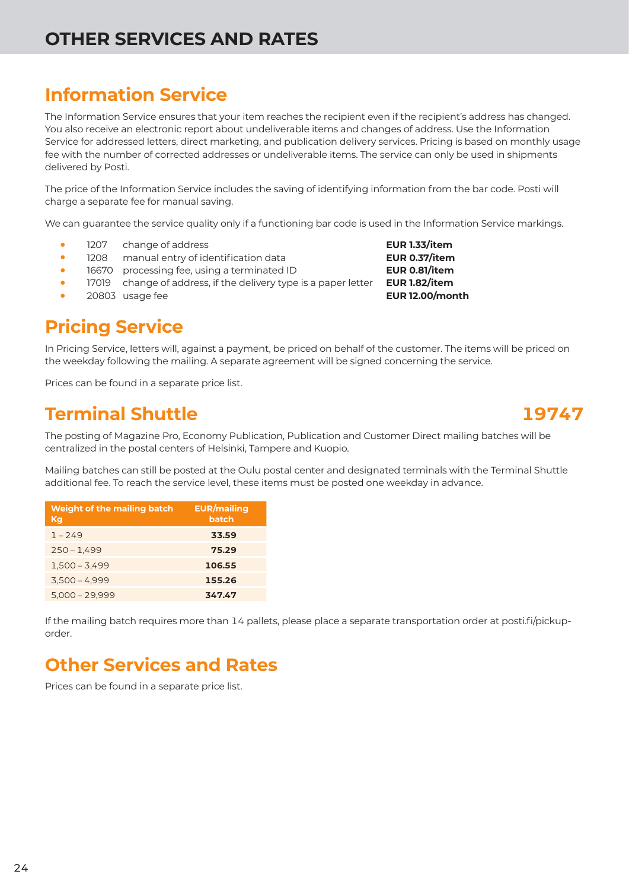# OTHER SERVICES AND RATES

## Information Service

The Information Service ensures that your item reaches the recipient even if the recipient's address has changed. You also receive an electronic report about undeliverable items and changes of address. Use the Information Service for addressed letters, direct marketing, and publication delivery services. Pricing is based on monthly usage fee with the number of corrected addresses or undeliverable items. The service can only be used in shipments delivered by Posti.

The price of the Information Service includes the saving of identifying information from the bar code. Posti will charge a separate fee for manual saving.

We can guarantee the service quality only if a functioning bar code is used in the Information Service markings.

- 1207 change of address **EUR 1.33/item**
- 1208 manual entry of identification data **EUR 0.37/item**
- 16670 processing fee, using a terminated ID **EUR 0.81/item**
- 17019 change of address, if the delivery type is a paper letter **EUR 1.82/item**
- 20803 usage fee **EUR 12.00/month**

## Pricing Service

In Pricing Service, letters will, against a payment, be priced on behalf of the customer. The items will be priced on the weekday following the mailing. A separate agreement will be signed concerning the service.

Prices can be found in a separate price list.

## Terminal Shuttle 19747

The posting of Magazine Pro, Economy Publication, Publication and Customer Direct mailing batches will be centralized in the postal centers of Helsinki, Tampere and Kuopio.

Mailing batches can still be posted at the Oulu postal center and designated terminals with the Terminal Shuttle additional fee. To reach the service level, these items must be posted one weekday in advance.

| Weight of the mailing batch Kg | EUR/mailing batch |
|---|---|
| 1 – 249 | **33.59** |
| 250 – 1,499 | **75.29** |
| 1,500 – 3,499 | **106.55** |
| 3,500 – 4,999 | **155.26** |
| 5,000 – 29,999 | **347.47** |

If the mailing batch requires more than 14 pallets, please place a separate transportation order at posti.fi/pickup-order.

## Other Services and Rates

Prices can be found in a separate price list.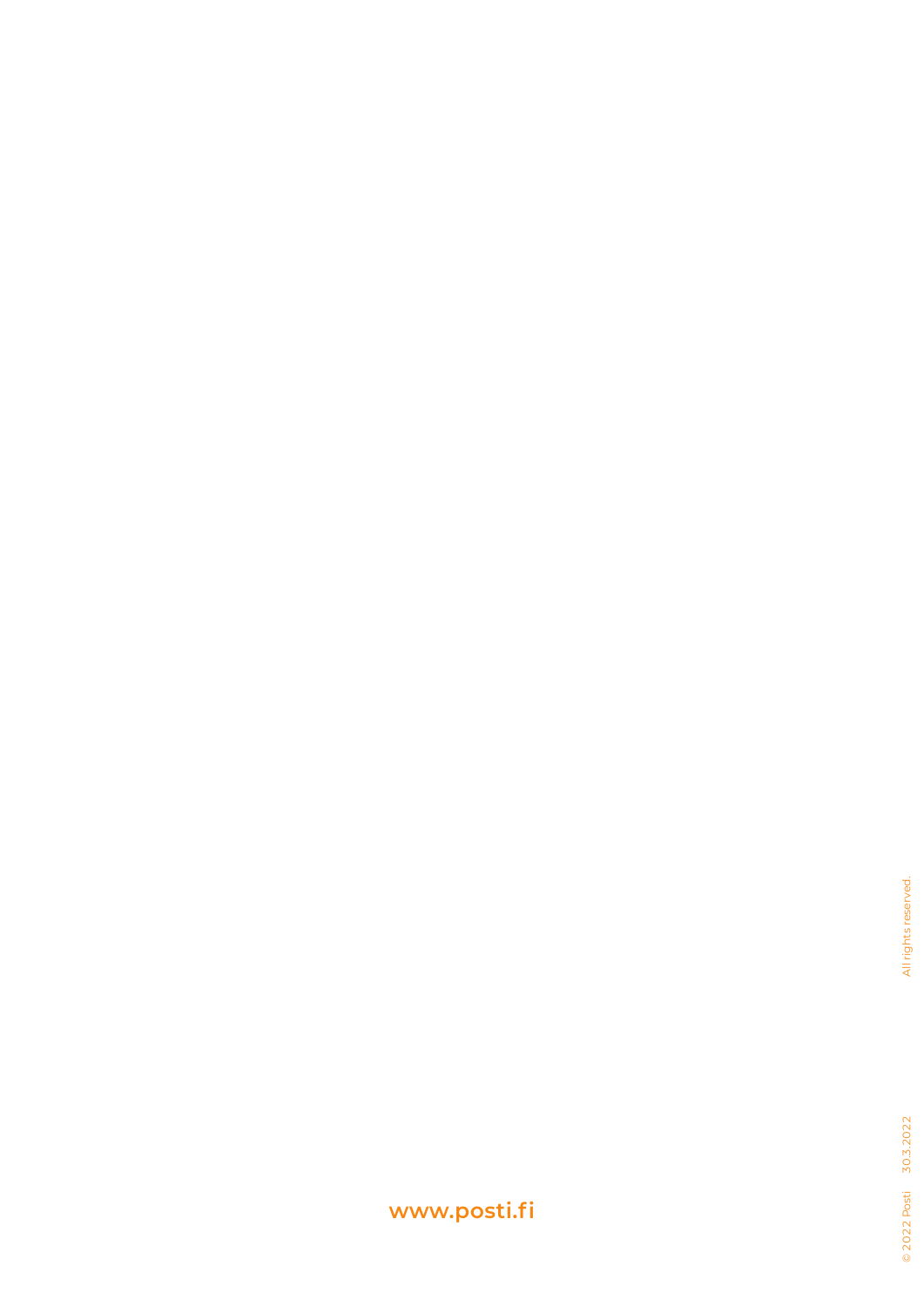**www.posti.fi**

© 2022 Posti 30.3.2022 All rights reserved.